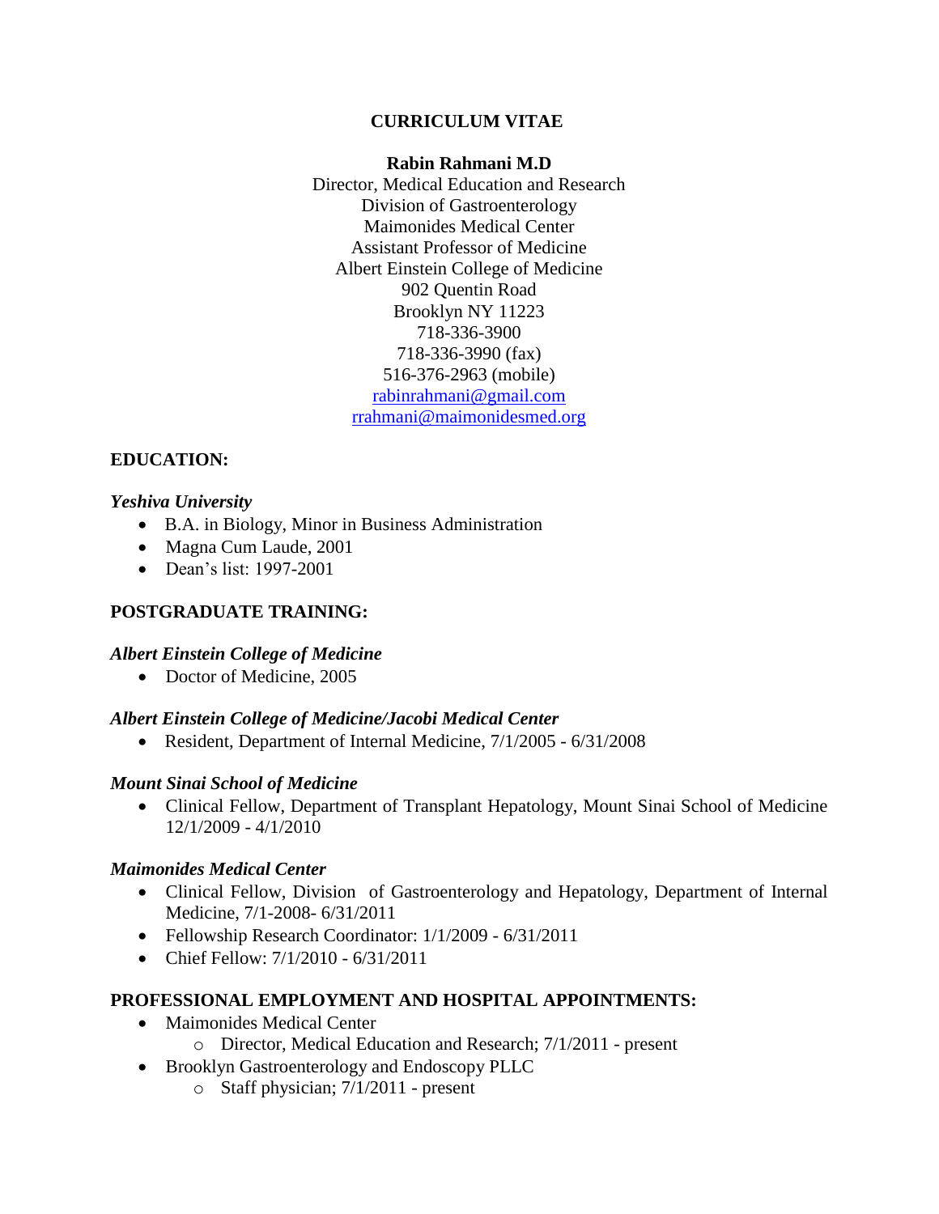# CURRICULUM VITAE

**Rabin Rahmani M.D**

Director, Medical Education and Research
Division of Gastroenterology
Maimonides Medical Center
Assistant Professor of Medicine
Albert Einstein College of Medicine
902 Quentin Road
Brooklyn NY 11223
718-336-3900
718-336-3990 (fax)
516-376-2963 (mobile)
rabinrahmani@gmail.com
rrahmani@maimonidesmed.org

## EDUCATION:

***Yeshiva University***

- B.A. in Biology, Minor in Business Administration
- Magna Cum Laude, 2001
- Dean's list: 1997-2001

## POSTGRADUATE TRAINING:

***Albert Einstein College of Medicine***

- Doctor of Medicine, 2005

***Albert Einstein College of Medicine/Jacobi Medical Center***

- Resident, Department of Internal Medicine, 7/1/2005 - 6/31/2008

***Mount Sinai School of Medicine***

- Clinical Fellow, Department of Transplant Hepatology, Mount Sinai School of Medicine 12/1/2009 - 4/1/2010

***Maimonides Medical Center***

- Clinical Fellow, Division of Gastroenterology and Hepatology, Department of Internal Medicine, 7/1-2008- 6/31/2011
- Fellowship Research Coordinator: 1/1/2009 - 6/31/2011
- Chief Fellow: 7/1/2010 - 6/31/2011

## PROFESSIONAL EMPLOYMENT AND HOSPITAL APPOINTMENTS:

- Maimonides Medical Center
  - Director, Medical Education and Research; 7/1/2011 - present
- Brooklyn Gastroenterology and Endoscopy PLLC
  - Staff physician; 7/1/2011 - present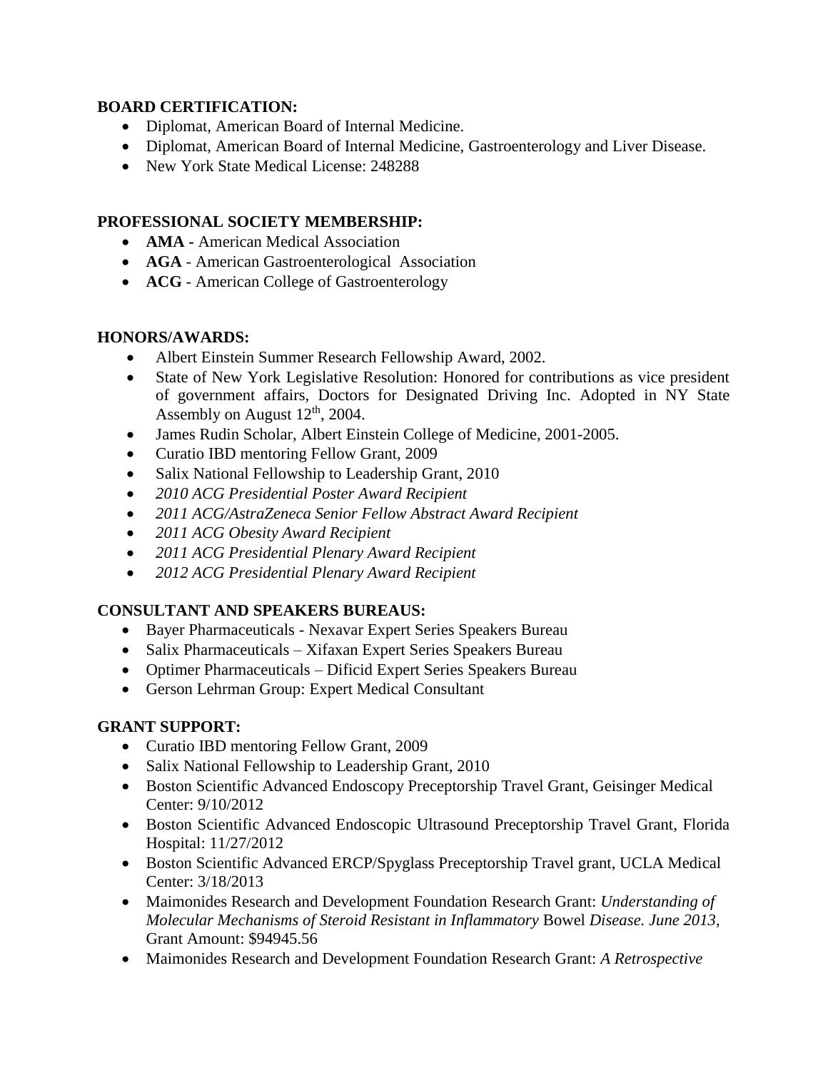**BOARD CERTIFICATION:**

- Diplomat, American Board of Internal Medicine.
- Diplomat, American Board of Internal Medicine, Gastroenterology and Liver Disease.
- New York State Medical License: 248288

**PROFESSIONAL SOCIETY MEMBERSHIP:**

- **AMA -** American Medical Association
- **AGA** - American Gastroenterological Association
- **ACG** - American College of Gastroenterology

**HONORS/AWARDS:**

- Albert Einstein Summer Research Fellowship Award, 2002.
- State of New York Legislative Resolution: Honored for contributions as vice president of government affairs, Doctors for Designated Driving Inc. Adopted in NY State Assembly on August 12th, 2004.
- James Rudin Scholar, Albert Einstein College of Medicine, 2001-2005.
- Curatio IBD mentoring Fellow Grant, 2009
- Salix National Fellowship to Leadership Grant, 2010
- *2010 ACG Presidential Poster Award Recipient*
- *2011 ACG/AstraZeneca Senior Fellow Abstract Award Recipient*
- *2011 ACG Obesity Award Recipient*
- *2011 ACG Presidential Plenary Award Recipient*
- *2012 ACG Presidential Plenary Award Recipient*

**CONSULTANT AND SPEAKERS BUREAUS:**

- Bayer Pharmaceuticals - Nexavar Expert Series Speakers Bureau
- Salix Pharmaceuticals – Xifaxan Expert Series Speakers Bureau
- Optimer Pharmaceuticals – Dificid Expert Series Speakers Bureau
- Gerson Lehrman Group: Expert Medical Consultant

**GRANT SUPPORT:**

- Curatio IBD mentoring Fellow Grant, 2009
- Salix National Fellowship to Leadership Grant, 2010
- Boston Scientific Advanced Endoscopy Preceptorship Travel Grant, Geisinger Medical Center: 9/10/2012
- Boston Scientific Advanced Endoscopic Ultrasound Preceptorship Travel Grant, Florida Hospital: 11/27/2012
- Boston Scientific Advanced ERCP/Spyglass Preceptorship Travel grant, UCLA Medical Center: 3/18/2013
- Maimonides Research and Development Foundation Research Grant: *Understanding of Molecular Mechanisms of Steroid Resistant in Inflammatory* Bowel *Disease. June 2013,* Grant Amount: $94945.56
- Maimonides Research and Development Foundation Research Grant: *A Retrospective*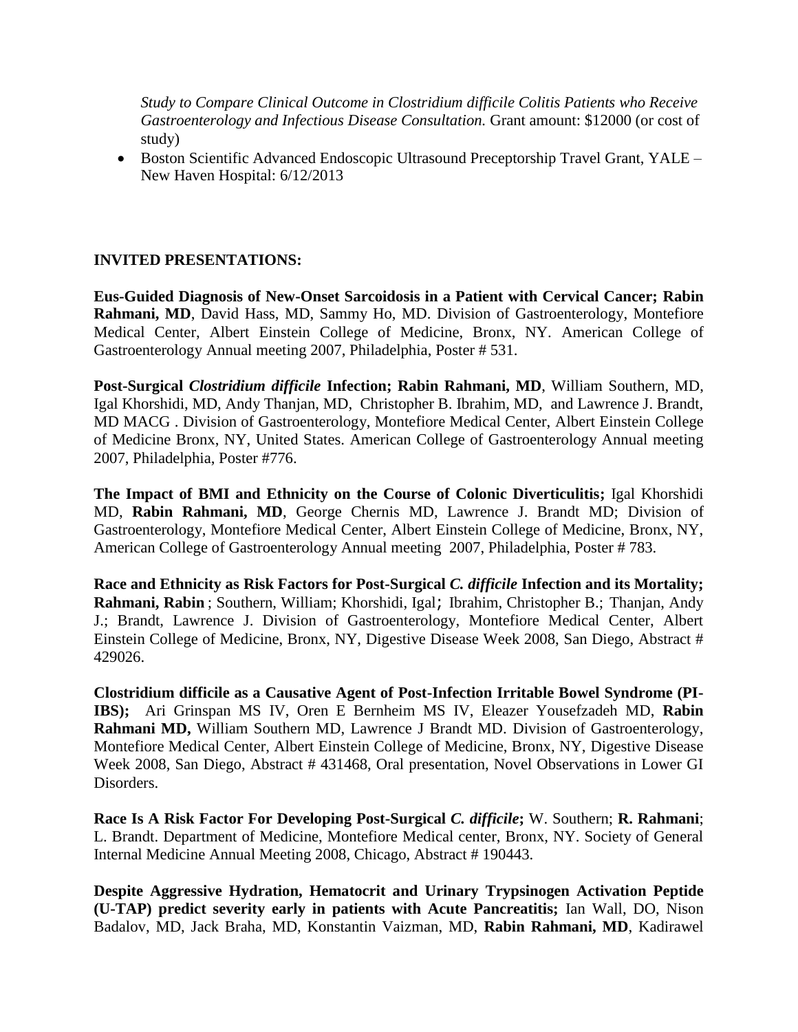*Study to Compare Clinical Outcome in Clostridium difficile Colitis Patients who Receive Gastroenterology and Infectious Disease Consultation.* Grant amount: $12000 (or cost of study)

- Boston Scientific Advanced Endoscopic Ultrasound Preceptorship Travel Grant, YALE – New Haven Hospital: 6/12/2013

**INVITED PRESENTATIONS:**

**Eus-Guided Diagnosis of New-Onset Sarcoidosis in a Patient with Cervical Cancer; Rabin Rahmani, MD**, David Hass, MD, Sammy Ho, MD. Division of Gastroenterology, Montefiore Medical Center, Albert Einstein College of Medicine, Bronx, NY. American College of Gastroenterology Annual meeting 2007, Philadelphia, Poster # 531.

**Post-Surgical *Clostridium difficile* Infection; Rabin Rahmani, MD**, William Southern, MD, Igal Khorshidi, MD, Andy Thanjan, MD, Christopher B. Ibrahim, MD, and Lawrence J. Brandt, MD MACG . Division of Gastroenterology, Montefiore Medical Center, Albert Einstein College of Medicine Bronx, NY, United States. American College of Gastroenterology Annual meeting 2007, Philadelphia, Poster #776.

**The Impact of BMI and Ethnicity on the Course of Colonic Diverticulitis;** Igal Khorshidi MD, **Rabin Rahmani, MD**, George Chernis MD, Lawrence J. Brandt MD; Division of Gastroenterology, Montefiore Medical Center, Albert Einstein College of Medicine, Bronx, NY, American College of Gastroenterology Annual meeting 2007, Philadelphia, Poster # 783.

**Race and Ethnicity as Risk Factors for Post-Surgical *C. difficile* Infection and its Mortality; Rahmani, Rabin** ; Southern, William; Khorshidi, Igal; Ibrahim, Christopher B.; Thanjan, Andy J.; Brandt, Lawrence J. Division of Gastroenterology, Montefiore Medical Center, Albert Einstein College of Medicine, Bronx, NY, Digestive Disease Week 2008, San Diego, Abstract # 429026.

**Clostridium difficile as a Causative Agent of Post-Infection Irritable Bowel Syndrome (PI-IBS);** Ari Grinspan MS IV, Oren E Bernheim MS IV, Eleazer Yousefzadeh MD, **Rabin Rahmani MD,** William Southern MD, Lawrence J Brandt MD. Division of Gastroenterology, Montefiore Medical Center, Albert Einstein College of Medicine, Bronx, NY, Digestive Disease Week 2008, San Diego, Abstract # 431468, Oral presentation, Novel Observations in Lower GI Disorders.

**Race Is A Risk Factor For Developing Post-Surgical *C. difficile*;** W. Southern; **R. Rahmani**; L. Brandt. Department of Medicine, Montefiore Medical center, Bronx, NY. Society of General Internal Medicine Annual Meeting 2008, Chicago, Abstract # 190443.

**Despite Aggressive Hydration, Hematocrit and Urinary Trypsinogen Activation Peptide (U-TAP) predict severity early in patients with Acute Pancreatitis;** Ian Wall, DO, Nison Badalov, MD, Jack Braha, MD, Konstantin Vaizman, MD, **Rabin Rahmani, MD**, Kadirawel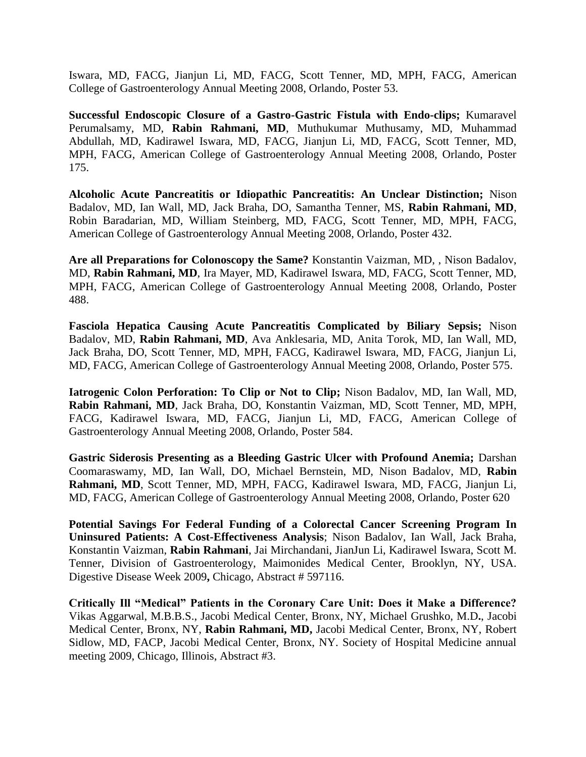Iswara, MD, FACG, Jianjun Li, MD, FACG, Scott Tenner, MD, MPH, FACG, American College of Gastroenterology Annual Meeting 2008, Orlando, Poster 53.

**Successful Endoscopic Closure of a Gastro-Gastric Fistula with Endo-clips;** Kumaravel Perumalsamy, MD, **Rabin Rahmani, MD**, Muthukumar Muthusamy, MD, Muhammad Abdullah, MD, Kadirawel Iswara, MD, FACG, Jianjun Li, MD, FACG, Scott Tenner, MD, MPH, FACG, American College of Gastroenterology Annual Meeting 2008, Orlando, Poster 175.

**Alcoholic Acute Pancreatitis or Idiopathic Pancreatitis: An Unclear Distinction;** Nison Badalov, MD, Ian Wall, MD, Jack Braha, DO, Samantha Tenner, MS, **Rabin Rahmani, MD**, Robin Baradarian, MD, William Steinberg, MD, FACG, Scott Tenner, MD, MPH, FACG, American College of Gastroenterology Annual Meeting 2008, Orlando, Poster 432.

**Are all Preparations for Colonoscopy the Same?** Konstantin Vaizman, MD, , Nison Badalov, MD, **Rabin Rahmani, MD**, Ira Mayer, MD, Kadirawel Iswara, MD, FACG, Scott Tenner, MD, MPH, FACG, American College of Gastroenterology Annual Meeting 2008, Orlando, Poster 488.

**Fasciola Hepatica Causing Acute Pancreatitis Complicated by Biliary Sepsis;** Nison Badalov, MD, **Rabin Rahmani, MD**, Ava Anklesaria, MD, Anita Torok, MD, Ian Wall, MD, Jack Braha, DO, Scott Tenner, MD, MPH, FACG, Kadirawel Iswara, MD, FACG, Jianjun Li, MD, FACG, American College of Gastroenterology Annual Meeting 2008, Orlando, Poster 575.

**Iatrogenic Colon Perforation: To Clip or Not to Clip;** Nison Badalov, MD, Ian Wall, MD, **Rabin Rahmani, MD**, Jack Braha, DO, Konstantin Vaizman, MD, Scott Tenner, MD, MPH, FACG, Kadirawel Iswara, MD, FACG, Jianjun Li, MD, FACG, American College of Gastroenterology Annual Meeting 2008, Orlando, Poster 584.

**Gastric Siderosis Presenting as a Bleeding Gastric Ulcer with Profound Anemia;** Darshan Coomaraswamy, MD, Ian Wall, DO, Michael Bernstein, MD, Nison Badalov, MD, **Rabin Rahmani, MD**, Scott Tenner, MD, MPH, FACG, Kadirawel Iswara, MD, FACG, Jianjun Li, MD, FACG, American College of Gastroenterology Annual Meeting 2008, Orlando, Poster 620

**Potential Savings For Federal Funding of a Colorectal Cancer Screening Program In Uninsured Patients: A Cost-Effectiveness Analysis**; Nison Badalov, Ian Wall, Jack Braha, Konstantin Vaizman, **Rabin Rahmani**, Jai Mirchandani, JianJun Li, Kadirawel Iswara, Scott M. Tenner, Division of Gastroenterology, Maimonides Medical Center, Brooklyn, NY, USA. Digestive Disease Week 2009**,** Chicago, Abstract # 597116.

**Critically Ill "Medical" Patients in the Coronary Care Unit: Does it Make a Difference?** Vikas Aggarwal, M.B.B.S., Jacobi Medical Center, Bronx, NY, Michael Grushko, M.D**.**, Jacobi Medical Center, Bronx, NY, **Rabin Rahmani, MD,** Jacobi Medical Center, Bronx, NY, Robert Sidlow, MD, FACP, Jacobi Medical Center, Bronx, NY. Society of Hospital Medicine annual meeting 2009, Chicago, Illinois, Abstract #3.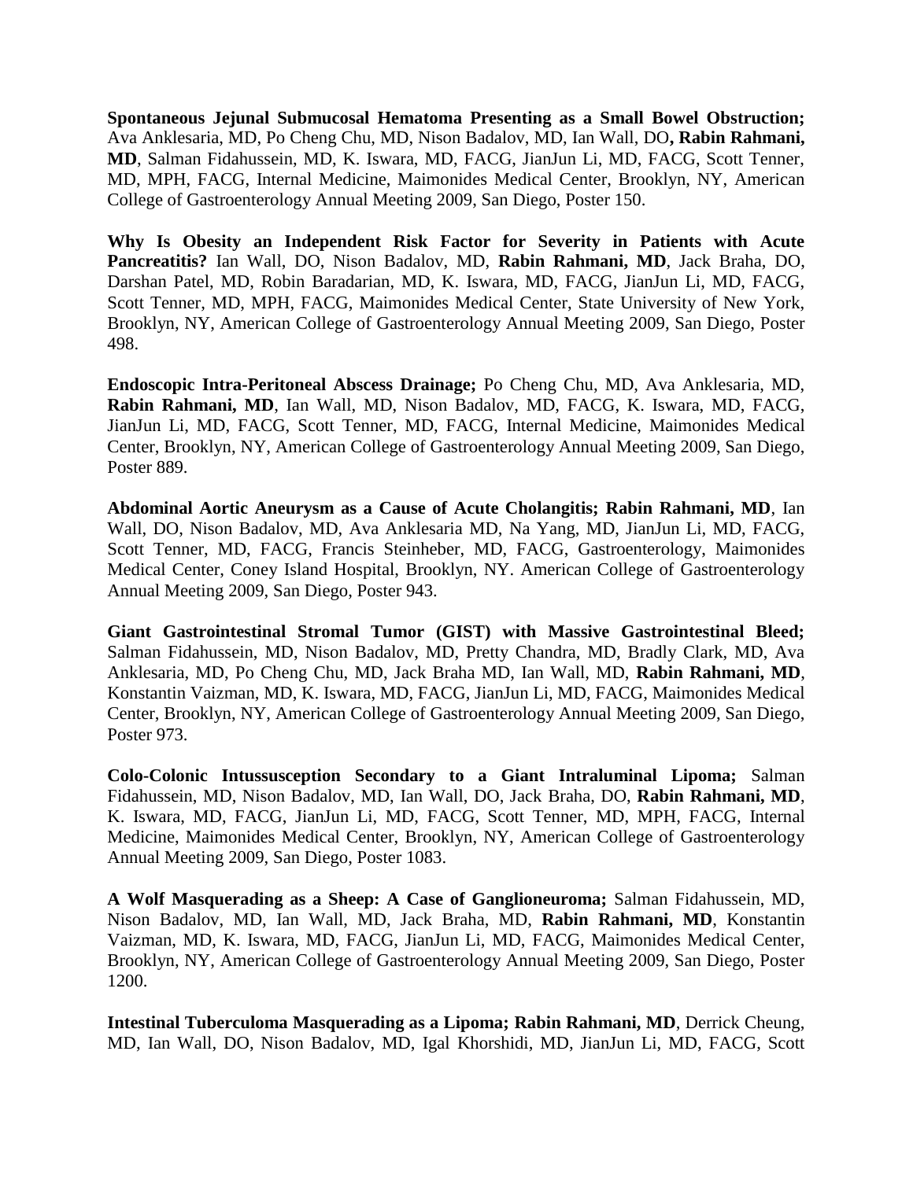**Spontaneous Jejunal Submucosal Hematoma Presenting as a Small Bowel Obstruction;** Ava Anklesaria, MD, Po Cheng Chu, MD, Nison Badalov, MD, Ian Wall, DO**, Rabin Rahmani, MD**, Salman Fidahussein, MD, K. Iswara, MD, FACG, JianJun Li, MD, FACG, Scott Tenner, MD, MPH, FACG, Internal Medicine, Maimonides Medical Center, Brooklyn, NY, American College of Gastroenterology Annual Meeting 2009, San Diego, Poster 150.

**Why Is Obesity an Independent Risk Factor for Severity in Patients with Acute Pancreatitis?** Ian Wall, DO, Nison Badalov, MD, **Rabin Rahmani, MD**, Jack Braha, DO, Darshan Patel, MD, Robin Baradarian, MD, K. Iswara, MD, FACG, JianJun Li, MD, FACG, Scott Tenner, MD, MPH, FACG, Maimonides Medical Center, State University of New York, Brooklyn, NY, American College of Gastroenterology Annual Meeting 2009, San Diego, Poster 498.

**Endoscopic Intra-Peritoneal Abscess Drainage;** Po Cheng Chu, MD, Ava Anklesaria, MD, **Rabin Rahmani, MD**, Ian Wall, MD, Nison Badalov, MD, FACG, K. Iswara, MD, FACG, JianJun Li, MD, FACG, Scott Tenner, MD, FACG, Internal Medicine, Maimonides Medical Center, Brooklyn, NY, American College of Gastroenterology Annual Meeting 2009, San Diego, Poster 889.

**Abdominal Aortic Aneurysm as a Cause of Acute Cholangitis; Rabin Rahmani, MD**, Ian Wall, DO, Nison Badalov, MD, Ava Anklesaria MD, Na Yang, MD, JianJun Li, MD, FACG, Scott Tenner, MD, FACG, Francis Steinheber, MD, FACG, Gastroenterology, Maimonides Medical Center, Coney Island Hospital, Brooklyn, NY. American College of Gastroenterology Annual Meeting 2009, San Diego, Poster 943.

**Giant Gastrointestinal Stromal Tumor (GIST) with Massive Gastrointestinal Bleed;** Salman Fidahussein, MD, Nison Badalov, MD, Pretty Chandra, MD, Bradly Clark, MD, Ava Anklesaria, MD, Po Cheng Chu, MD, Jack Braha MD, Ian Wall, MD, **Rabin Rahmani, MD**, Konstantin Vaizman, MD, K. Iswara, MD, FACG, JianJun Li, MD, FACG, Maimonides Medical Center, Brooklyn, NY, American College of Gastroenterology Annual Meeting 2009, San Diego, Poster 973.

**Colo-Colonic Intussusception Secondary to a Giant Intraluminal Lipoma;** Salman Fidahussein, MD, Nison Badalov, MD, Ian Wall, DO, Jack Braha, DO, **Rabin Rahmani, MD**, K. Iswara, MD, FACG, JianJun Li, MD, FACG, Scott Tenner, MD, MPH, FACG, Internal Medicine, Maimonides Medical Center, Brooklyn, NY, American College of Gastroenterology Annual Meeting 2009, San Diego, Poster 1083.

**A Wolf Masquerading as a Sheep: A Case of Ganglioneuroma;** Salman Fidahussein, MD, Nison Badalov, MD, Ian Wall, MD, Jack Braha, MD, **Rabin Rahmani, MD**, Konstantin Vaizman, MD, K. Iswara, MD, FACG, JianJun Li, MD, FACG, Maimonides Medical Center, Brooklyn, NY, American College of Gastroenterology Annual Meeting 2009, San Diego, Poster 1200.

**Intestinal Tuberculoma Masquerading as a Lipoma; Rabin Rahmani, MD**, Derrick Cheung, MD, Ian Wall, DO, Nison Badalov, MD, Igal Khorshidi, MD, JianJun Li, MD, FACG, Scott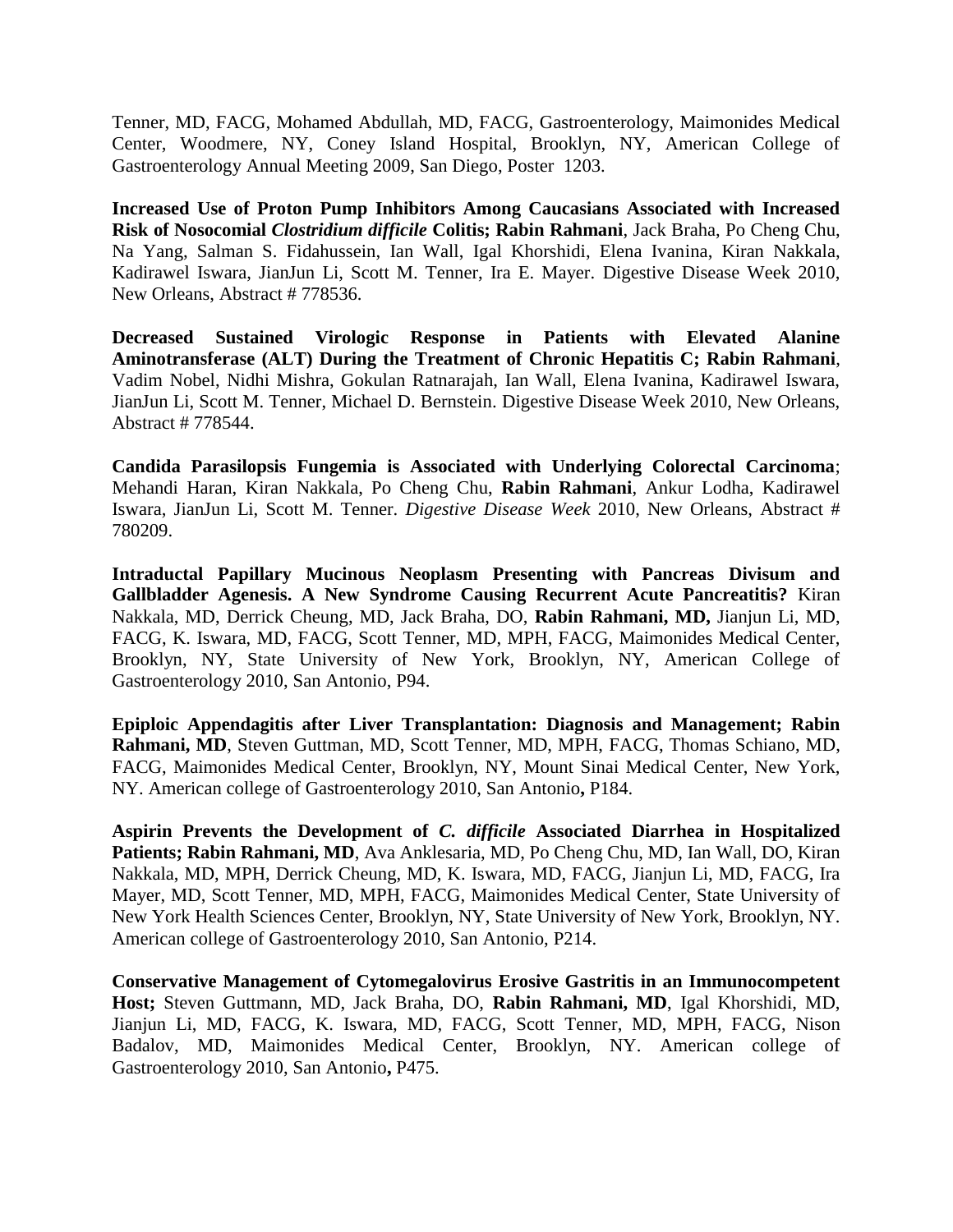Tenner, MD, FACG, Mohamed Abdullah, MD, FACG, Gastroenterology, Maimonides Medical Center, Woodmere, NY, Coney Island Hospital, Brooklyn, NY, American College of Gastroenterology Annual Meeting 2009, San Diego, Poster 1203.

**Increased Use of Proton Pump Inhibitors Among Caucasians Associated with Increased Risk of Nosocomial *Clostridium difficile* Colitis; Rabin Rahmani**, Jack Braha, Po Cheng Chu, Na Yang, Salman S. Fidahussein, Ian Wall, Igal Khorshidi, Elena Ivanina, Kiran Nakkala, Kadirawel Iswara, JianJun Li, Scott M. Tenner, Ira E. Mayer. Digestive Disease Week 2010, New Orleans, Abstract # 778536.

**Decreased Sustained Virologic Response in Patients with Elevated Alanine Aminotransferase (ALT) During the Treatment of Chronic Hepatitis C; Rabin Rahmani**, Vadim Nobel, Nidhi Mishra, Gokulan Ratnarajah, Ian Wall, Elena Ivanina, Kadirawel Iswara, JianJun Li, Scott M. Tenner, Michael D. Bernstein. Digestive Disease Week 2010, New Orleans, Abstract # 778544.

**Candida Parasilopsis Fungemia is Associated with Underlying Colorectal Carcinoma**; Mehandi Haran, Kiran Nakkala, Po Cheng Chu, **Rabin Rahmani**, Ankur Lodha, Kadirawel Iswara, JianJun Li, Scott M. Tenner. *Digestive Disease Week* 2010, New Orleans, Abstract # 780209.

**Intraductal Papillary Mucinous Neoplasm Presenting with Pancreas Divisum and Gallbladder Agenesis. A New Syndrome Causing Recurrent Acute Pancreatitis?** Kiran Nakkala, MD, Derrick Cheung, MD, Jack Braha, DO, **Rabin Rahmani, MD,** Jianjun Li, MD, FACG, K. Iswara, MD, FACG, Scott Tenner, MD, MPH, FACG, Maimonides Medical Center, Brooklyn, NY, State University of New York, Brooklyn, NY, American College of Gastroenterology 2010, San Antonio, P94.

**Epiploic Appendagitis after Liver Transplantation: Diagnosis and Management; Rabin Rahmani, MD**, Steven Guttman, MD, Scott Tenner, MD, MPH, FACG, Thomas Schiano, MD, FACG, Maimonides Medical Center, Brooklyn, NY, Mount Sinai Medical Center, New York, NY. American college of Gastroenterology 2010, San Antonio**,** P184.

**Aspirin Prevents the Development of *C. difficile* Associated Diarrhea in Hospitalized Patients; Rabin Rahmani, MD**, Ava Anklesaria, MD, Po Cheng Chu, MD, Ian Wall, DO, Kiran Nakkala, MD, MPH, Derrick Cheung, MD, K. Iswara, MD, FACG, Jianjun Li, MD, FACG, Ira Mayer, MD, Scott Tenner, MD, MPH, FACG, Maimonides Medical Center, State University of New York Health Sciences Center, Brooklyn, NY, State University of New York, Brooklyn, NY. American college of Gastroenterology 2010, San Antonio, P214.

**Conservative Management of Cytomegalovirus Erosive Gastritis in an Immunocompetent Host;** Steven Guttmann, MD, Jack Braha, DO, **Rabin Rahmani, MD**, Igal Khorshidi, MD, Jianjun Li, MD, FACG, K. Iswara, MD, FACG, Scott Tenner, MD, MPH, FACG, Nison Badalov, MD, Maimonides Medical Center, Brooklyn, NY. American college of Gastroenterology 2010, San Antonio**,** P475.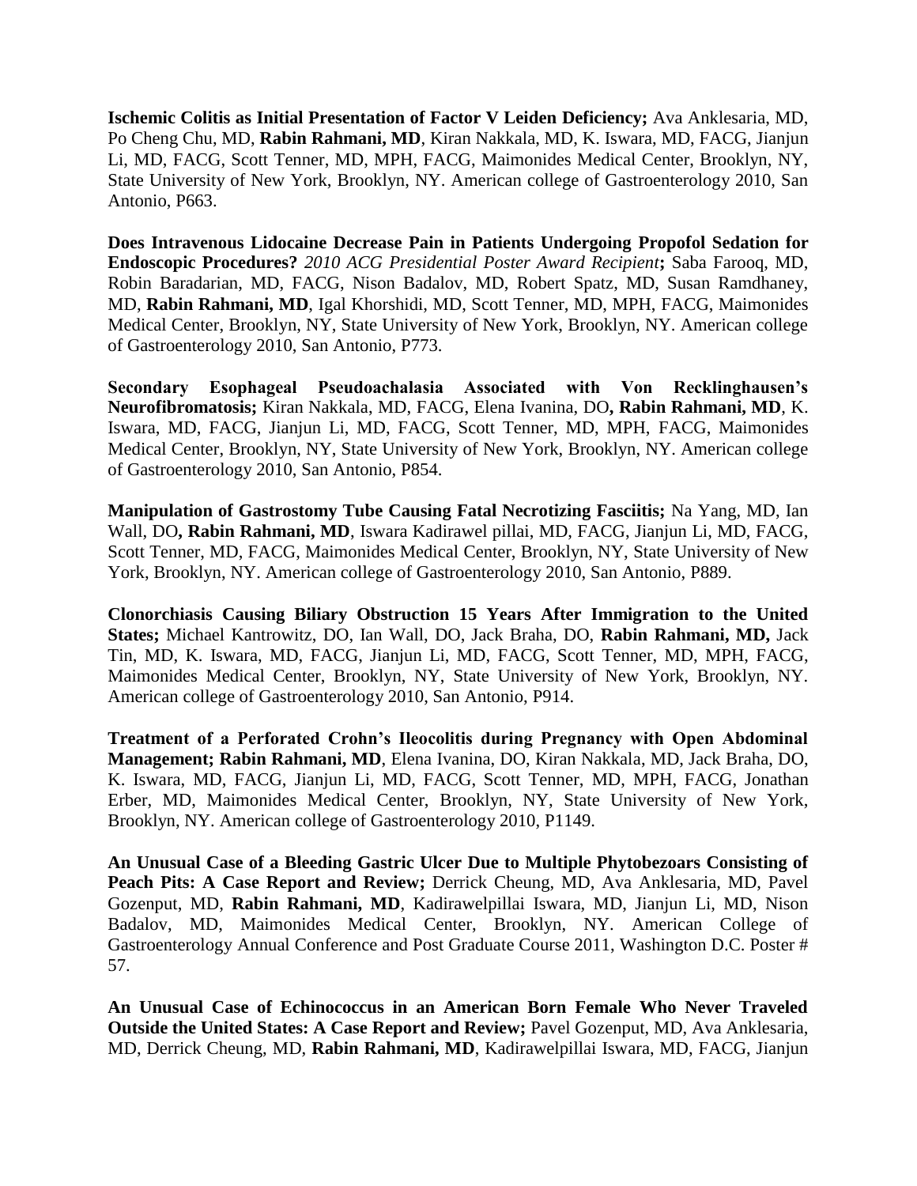**Ischemic Colitis as Initial Presentation of Factor V Leiden Deficiency;** Ava Anklesaria, MD, Po Cheng Chu, MD, **Rabin Rahmani, MD**, Kiran Nakkala, MD, K. Iswara, MD, FACG, Jianjun Li, MD, FACG, Scott Tenner, MD, MPH, FACG, Maimonides Medical Center, Brooklyn, NY, State University of New York, Brooklyn, NY. American college of Gastroenterology 2010, San Antonio, P663.

**Does Intravenous Lidocaine Decrease Pain in Patients Undergoing Propofol Sedation for Endoscopic Procedures?** ***2010 ACG Presidential Poster Award Recipient*****;** Saba Farooq, MD, Robin Baradarian, MD, FACG, Nison Badalov, MD, Robert Spatz, MD, Susan Ramdhaney, MD, **Rabin Rahmani, MD**, Igal Khorshidi, MD, Scott Tenner, MD, MPH, FACG, Maimonides Medical Center, Brooklyn, NY, State University of New York, Brooklyn, NY. American college of Gastroenterology 2010, San Antonio, P773.

**Secondary Esophageal Pseudoachalasia Associated with Von Recklinghausen's Neurofibromatosis;** Kiran Nakkala, MD, FACG, Elena Ivanina, DO**, Rabin Rahmani, MD**, K. Iswara, MD, FACG, Jianjun Li, MD, FACG, Scott Tenner, MD, MPH, FACG, Maimonides Medical Center, Brooklyn, NY, State University of New York, Brooklyn, NY. American college of Gastroenterology 2010, San Antonio, P854.

**Manipulation of Gastrostomy Tube Causing Fatal Necrotizing Fasciitis;** Na Yang, MD, Ian Wall, DO**, Rabin Rahmani, MD**, Iswara Kadirawel pillai, MD, FACG, Jianjun Li, MD, FACG, Scott Tenner, MD, FACG, Maimonides Medical Center, Brooklyn, NY, State University of New York, Brooklyn, NY. American college of Gastroenterology 2010, San Antonio, P889.

**Clonorchiasis Causing Biliary Obstruction 15 Years After Immigration to the United States;** Michael Kantrowitz, DO, Ian Wall, DO, Jack Braha, DO, **Rabin Rahmani, MD,** Jack Tin, MD, K. Iswara, MD, FACG, Jianjun Li, MD, FACG, Scott Tenner, MD, MPH, FACG, Maimonides Medical Center, Brooklyn, NY, State University of New York, Brooklyn, NY. American college of Gastroenterology 2010, San Antonio, P914.

**Treatment of a Perforated Crohn's Ileocolitis during Pregnancy with Open Abdominal Management; Rabin Rahmani, MD**, Elena Ivanina, DO, Kiran Nakkala, MD, Jack Braha, DO, K. Iswara, MD, FACG, Jianjun Li, MD, FACG, Scott Tenner, MD, MPH, FACG, Jonathan Erber, MD, Maimonides Medical Center, Brooklyn, NY, State University of New York, Brooklyn, NY. American college of Gastroenterology 2010, P1149.

**An Unusual Case of a Bleeding Gastric Ulcer Due to Multiple Phytobezoars Consisting of Peach Pits: A Case Report and Review;** Derrick Cheung, MD, Ava Anklesaria, MD, Pavel Gozenput, MD, **Rabin Rahmani, MD**, Kadirawelpillai Iswara, MD, Jianjun Li, MD, Nison Badalov, MD, Maimonides Medical Center, Brooklyn, NY. American College of Gastroenterology Annual Conference and Post Graduate Course 2011, Washington D.C. Poster # 57.

**An Unusual Case of Echinococcus in an American Born Female Who Never Traveled Outside the United States: A Case Report and Review;** Pavel Gozenput, MD, Ava Anklesaria, MD, Derrick Cheung, MD, **Rabin Rahmani, MD**, Kadirawelpillai Iswara, MD, FACG, Jianjun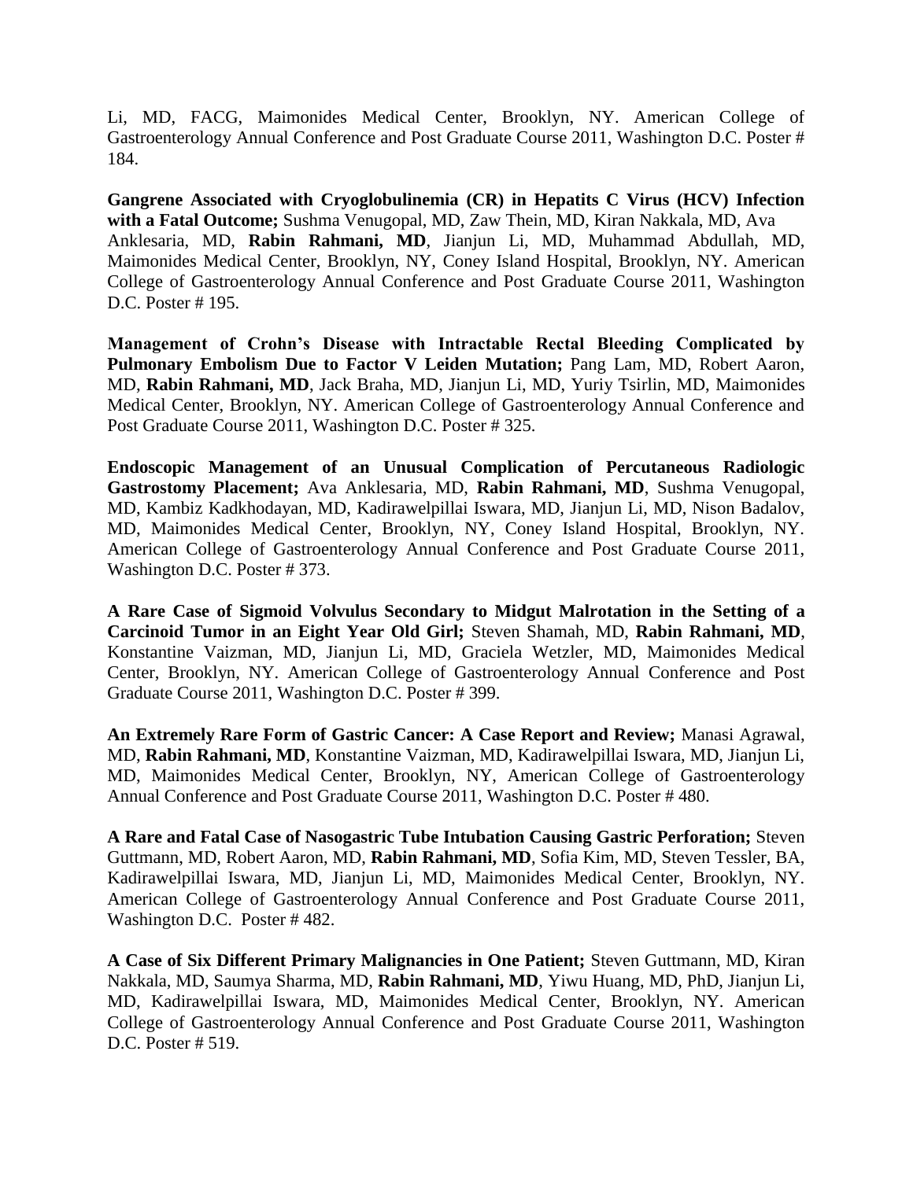Li, MD, FACG, Maimonides Medical Center, Brooklyn, NY. American College of Gastroenterology Annual Conference and Post Graduate Course 2011, Washington D.C. Poster # 184.

**Gangrene Associated with Cryoglobulinemia (CR) in Hepatits C Virus (HCV) Infection with a Fatal Outcome;** Sushma Venugopal, MD, Zaw Thein, MD, Kiran Nakkala, MD, Ava Anklesaria, MD, **Rabin Rahmani, MD**, Jianjun Li, MD, Muhammad Abdullah, MD, Maimonides Medical Center, Brooklyn, NY, Coney Island Hospital, Brooklyn, NY. American College of Gastroenterology Annual Conference and Post Graduate Course 2011, Washington D.C. Poster # 195.

**Management of Crohn's Disease with Intractable Rectal Bleeding Complicated by Pulmonary Embolism Due to Factor V Leiden Mutation;** Pang Lam, MD, Robert Aaron, MD, **Rabin Rahmani, MD**, Jack Braha, MD, Jianjun Li, MD, Yuriy Tsirlin, MD, Maimonides Medical Center, Brooklyn, NY. American College of Gastroenterology Annual Conference and Post Graduate Course 2011, Washington D.C. Poster # 325.

**Endoscopic Management of an Unusual Complication of Percutaneous Radiologic Gastrostomy Placement;** Ava Anklesaria, MD, **Rabin Rahmani, MD**, Sushma Venugopal, MD, Kambiz Kadkhodayan, MD, Kadirawelpillai Iswara, MD, Jianjun Li, MD, Nison Badalov, MD, Maimonides Medical Center, Brooklyn, NY, Coney Island Hospital, Brooklyn, NY. American College of Gastroenterology Annual Conference and Post Graduate Course 2011, Washington D.C. Poster # 373.

**A Rare Case of Sigmoid Volvulus Secondary to Midgut Malrotation in the Setting of a Carcinoid Tumor in an Eight Year Old Girl;** Steven Shamah, MD, **Rabin Rahmani, MD**, Konstantine Vaizman, MD, Jianjun Li, MD, Graciela Wetzler, MD, Maimonides Medical Center, Brooklyn, NY. American College of Gastroenterology Annual Conference and Post Graduate Course 2011, Washington D.C. Poster # 399.

**An Extremely Rare Form of Gastric Cancer: A Case Report and Review;** Manasi Agrawal, MD, **Rabin Rahmani, MD**, Konstantine Vaizman, MD, Kadirawelpillai Iswara, MD, Jianjun Li, MD, Maimonides Medical Center, Brooklyn, NY, American College of Gastroenterology Annual Conference and Post Graduate Course 2011, Washington D.C. Poster # 480.

**A Rare and Fatal Case of Nasogastric Tube Intubation Causing Gastric Perforation;** Steven Guttmann, MD, Robert Aaron, MD, **Rabin Rahmani, MD**, Sofia Kim, MD, Steven Tessler, BA, Kadirawelpillai Iswara, MD, Jianjun Li, MD, Maimonides Medical Center, Brooklyn, NY. American College of Gastroenterology Annual Conference and Post Graduate Course 2011, Washington D.C. Poster # 482.

**A Case of Six Different Primary Malignancies in One Patient;** Steven Guttmann, MD, Kiran Nakkala, MD, Saumya Sharma, MD, **Rabin Rahmani, MD**, Yiwu Huang, MD, PhD, Jianjun Li, MD, Kadirawelpillai Iswara, MD, Maimonides Medical Center, Brooklyn, NY. American College of Gastroenterology Annual Conference and Post Graduate Course 2011, Washington D.C. Poster # 519.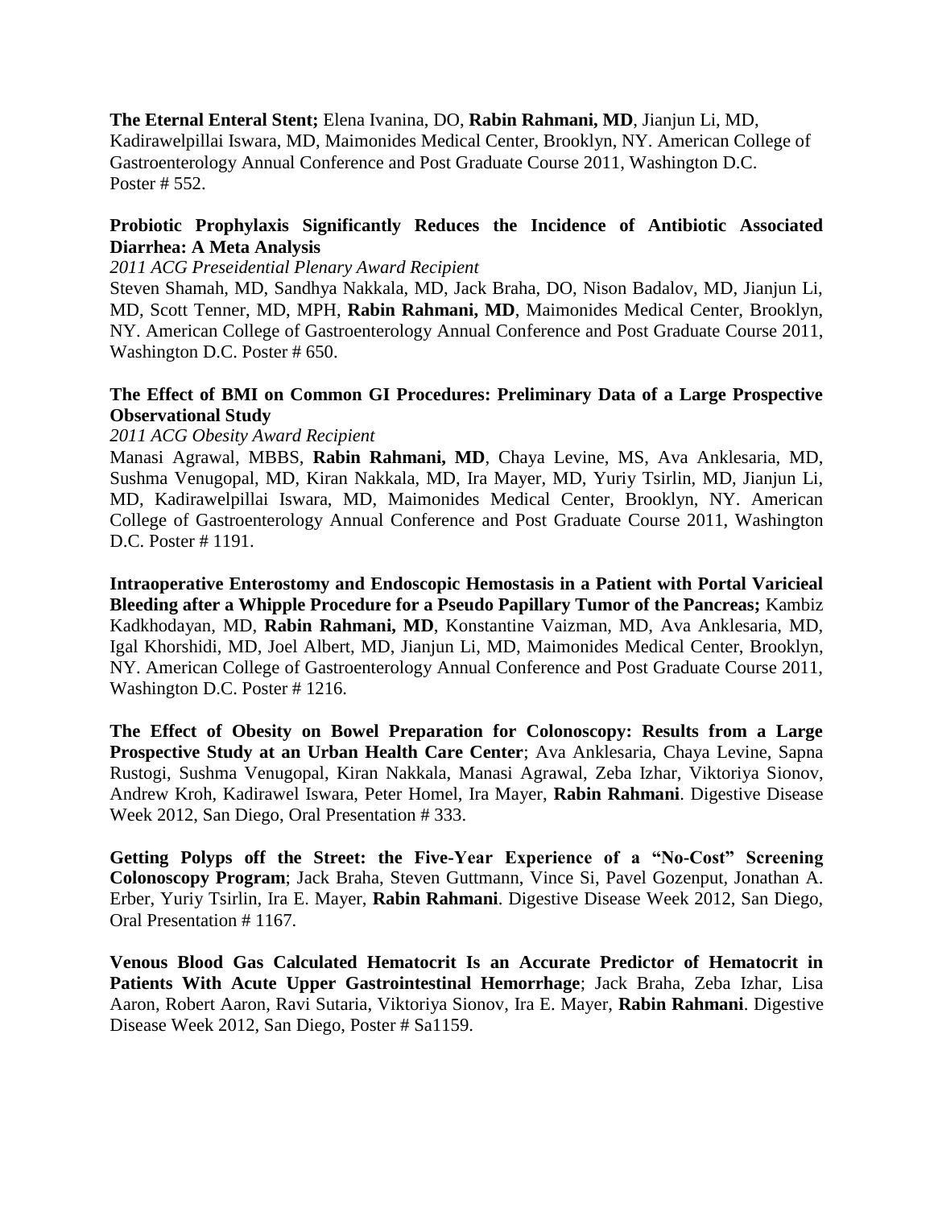**The Eternal Enteral Stent;** Elena Ivanina, DO, **Rabin Rahmani, MD**, Jianjun Li, MD, Kadirawelpillai Iswara, MD, Maimonides Medical Center, Brooklyn, NY. American College of Gastroenterology Annual Conference and Post Graduate Course 2011, Washington D.C. Poster # 552.

**Probiotic Prophylaxis Significantly Reduces the Incidence of Antibiotic Associated Diarrhea: A Meta Analysis**

*2011 ACG Preseidential Plenary Award Recipient*

Steven Shamah, MD, Sandhya Nakkala, MD, Jack Braha, DO, Nison Badalov, MD, Jianjun Li, MD, Scott Tenner, MD, MPH, **Rabin Rahmani, MD**, Maimonides Medical Center, Brooklyn, NY. American College of Gastroenterology Annual Conference and Post Graduate Course 2011, Washington D.C. Poster # 650.

**The Effect of BMI on Common GI Procedures: Preliminary Data of a Large Prospective Observational Study**

*2011 ACG Obesity Award Recipient*

Manasi Agrawal, MBBS, **Rabin Rahmani, MD**, Chaya Levine, MS, Ava Anklesaria, MD, Sushma Venugopal, MD, Kiran Nakkala, MD, Ira Mayer, MD, Yuriy Tsirlin, MD, Jianjun Li, MD, Kadirawelpillai Iswara, MD, Maimonides Medical Center, Brooklyn, NY. American College of Gastroenterology Annual Conference and Post Graduate Course 2011, Washington D.C. Poster # 1191.

**Intraoperative Enterostomy and Endoscopic Hemostasis in a Patient with Portal Varicieal Bleeding after a Whipple Procedure for a Pseudo Papillary Tumor of the Pancreas;** Kambiz Kadkhodayan, MD, **Rabin Rahmani, MD**, Konstantine Vaizman, MD, Ava Anklesaria, MD, Igal Khorshidi, MD, Joel Albert, MD, Jianjun Li, MD, Maimonides Medical Center, Brooklyn, NY. American College of Gastroenterology Annual Conference and Post Graduate Course 2011, Washington D.C. Poster # 1216.

**The Effect of Obesity on Bowel Preparation for Colonoscopy: Results from a Large Prospective Study at an Urban Health Care Center**; Ava Anklesaria, Chaya Levine, Sapna Rustogi, Sushma Venugopal, Kiran Nakkala, Manasi Agrawal, Zeba Izhar, Viktoriya Sionov, Andrew Kroh, Kadirawel Iswara, Peter Homel, Ira Mayer, **Rabin Rahmani**. Digestive Disease Week 2012, San Diego, Oral Presentation # 333.

**Getting Polyps off the Street: the Five-Year Experience of a "No-Cost" Screening Colonoscopy Program**; Jack Braha, Steven Guttmann, Vince Si, Pavel Gozenput, Jonathan A. Erber, Yuriy Tsirlin, Ira E. Mayer, **Rabin Rahmani**. Digestive Disease Week 2012, San Diego, Oral Presentation # 1167.

**Venous Blood Gas Calculated Hematocrit Is an Accurate Predictor of Hematocrit in Patients With Acute Upper Gastrointestinal Hemorrhage**; Jack Braha, Zeba Izhar, Lisa Aaron, Robert Aaron, Ravi Sutaria, Viktoriya Sionov, Ira E. Mayer, **Rabin Rahmani**. Digestive Disease Week 2012, San Diego, Poster # Sa1159.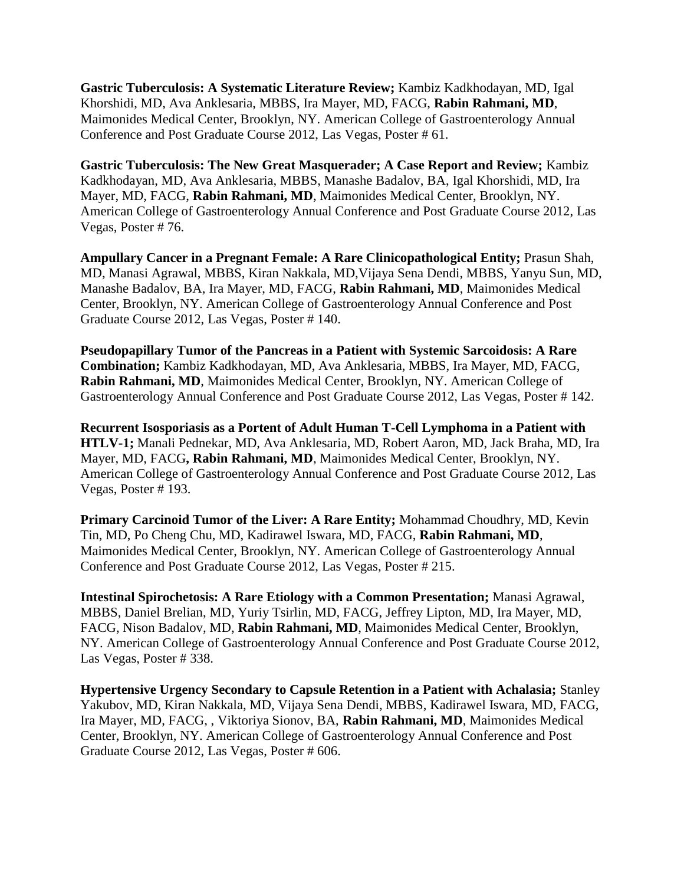**Gastric Tuberculosis: A Systematic Literature Review;** Kambiz Kadkhodayan, MD, Igal Khorshidi, MD, Ava Anklesaria, MBBS, Ira Mayer, MD, FACG, **Rabin Rahmani, MD**, Maimonides Medical Center, Brooklyn, NY. American College of Gastroenterology Annual Conference and Post Graduate Course 2012, Las Vegas, Poster # 61.

**Gastric Tuberculosis: The New Great Masquerader; A Case Report and Review;** Kambiz Kadkhodayan, MD, Ava Anklesaria, MBBS, Manashe Badalov, BA, Igal Khorshidi, MD, Ira Mayer, MD, FACG, **Rabin Rahmani, MD**, Maimonides Medical Center, Brooklyn, NY. American College of Gastroenterology Annual Conference and Post Graduate Course 2012, Las Vegas, Poster # 76.

**Ampullary Cancer in a Pregnant Female: A Rare Clinicopathological Entity;** Prasun Shah, MD, Manasi Agrawal, MBBS, Kiran Nakkala, MD,Vijaya Sena Dendi, MBBS, Yanyu Sun, MD, Manashe Badalov, BA, Ira Mayer, MD, FACG, **Rabin Rahmani, MD**, Maimonides Medical Center, Brooklyn, NY. American College of Gastroenterology Annual Conference and Post Graduate Course 2012, Las Vegas, Poster # 140.

**Pseudopapillary Tumor of the Pancreas in a Patient with Systemic Sarcoidosis: A Rare Combination;** Kambiz Kadkhodayan, MD, Ava Anklesaria, MBBS, Ira Mayer, MD, FACG, **Rabin Rahmani, MD**, Maimonides Medical Center, Brooklyn, NY. American College of Gastroenterology Annual Conference and Post Graduate Course 2012, Las Vegas, Poster # 142.

**Recurrent Isosporiasis as a Portent of Adult Human T-Cell Lymphoma in a Patient with HTLV-1;** Manali Pednekar, MD, Ava Anklesaria, MD, Robert Aaron, MD, Jack Braha, MD, Ira Mayer, MD, FACG**, Rabin Rahmani, MD**, Maimonides Medical Center, Brooklyn, NY. American College of Gastroenterology Annual Conference and Post Graduate Course 2012, Las Vegas, Poster # 193.

**Primary Carcinoid Tumor of the Liver: A Rare Entity;** Mohammad Choudhry, MD, Kevin Tin, MD, Po Cheng Chu, MD, Kadirawel Iswara, MD, FACG, **Rabin Rahmani, MD**, Maimonides Medical Center, Brooklyn, NY. American College of Gastroenterology Annual Conference and Post Graduate Course 2012, Las Vegas, Poster # 215.

**Intestinal Spirochetosis: A Rare Etiology with a Common Presentation;** Manasi Agrawal, MBBS, Daniel Brelian, MD, Yuriy Tsirlin, MD, FACG, Jeffrey Lipton, MD, Ira Mayer, MD, FACG, Nison Badalov, MD, **Rabin Rahmani, MD**, Maimonides Medical Center, Brooklyn, NY. American College of Gastroenterology Annual Conference and Post Graduate Course 2012, Las Vegas, Poster # 338.

**Hypertensive Urgency Secondary to Capsule Retention in a Patient with Achalasia;** Stanley Yakubov, MD, Kiran Nakkala, MD, Vijaya Sena Dendi, MBBS, Kadirawel Iswara, MD, FACG, Ira Mayer, MD, FACG, , Viktoriya Sionov, BA, **Rabin Rahmani, MD**, Maimonides Medical Center, Brooklyn, NY. American College of Gastroenterology Annual Conference and Post Graduate Course 2012, Las Vegas, Poster # 606.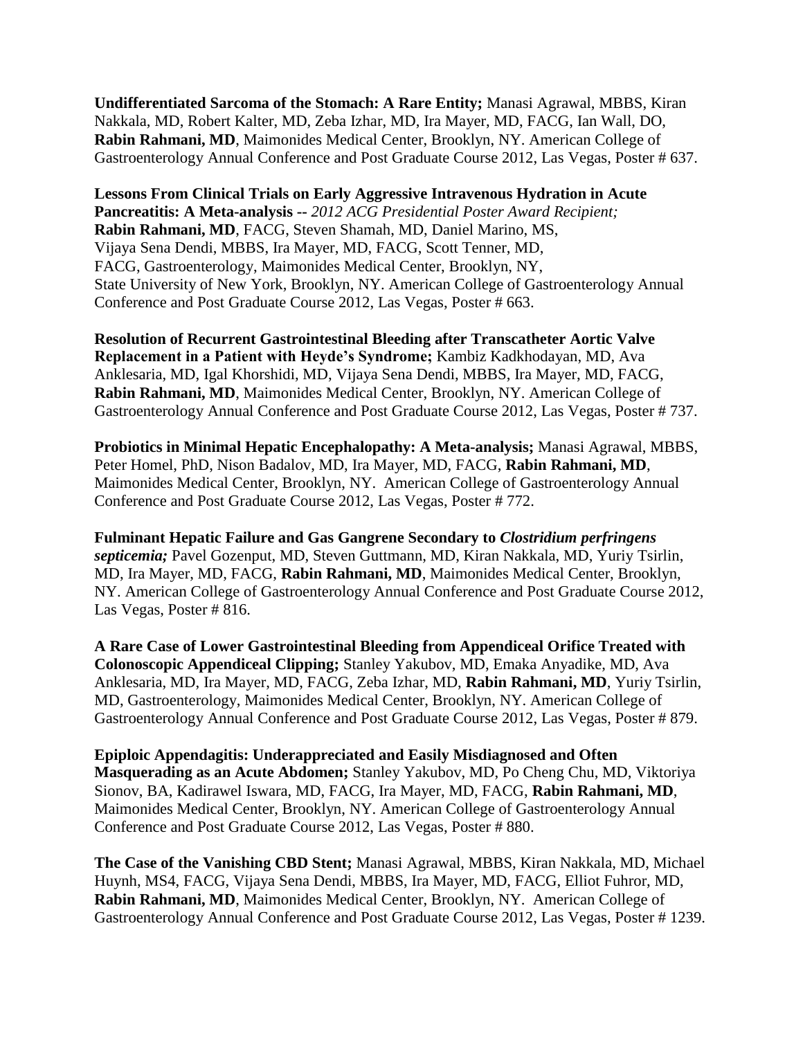**Undifferentiated Sarcoma of the Stomach: A Rare Entity;** Manasi Agrawal, MBBS, Kiran Nakkala, MD, Robert Kalter, MD, Zeba Izhar, MD, Ira Mayer, MD, FACG, Ian Wall, DO, **Rabin Rahmani, MD**, Maimonides Medical Center, Brooklyn, NY. American College of Gastroenterology Annual Conference and Post Graduate Course 2012, Las Vegas, Poster # 637.

**Lessons From Clinical Trials on Early Aggressive Intravenous Hydration in Acute Pancreatitis: A Meta-analysis --** *2012 ACG Presidential Poster Award Recipient;* **Rabin Rahmani, MD**, FACG, Steven Shamah, MD, Daniel Marino, MS, Vijaya Sena Dendi, MBBS, Ira Mayer, MD, FACG, Scott Tenner, MD, FACG, Gastroenterology, Maimonides Medical Center, Brooklyn, NY, State University of New York, Brooklyn, NY. American College of Gastroenterology Annual Conference and Post Graduate Course 2012, Las Vegas, Poster # 663.

**Resolution of Recurrent Gastrointestinal Bleeding after Transcatheter Aortic Valve Replacement in a Patient with Heyde's Syndrome;** Kambiz Kadkhodayan, MD, Ava Anklesaria, MD, Igal Khorshidi, MD, Vijaya Sena Dendi, MBBS, Ira Mayer, MD, FACG, **Rabin Rahmani, MD**, Maimonides Medical Center, Brooklyn, NY. American College of Gastroenterology Annual Conference and Post Graduate Course 2012, Las Vegas, Poster # 737.

**Probiotics in Minimal Hepatic Encephalopathy: A Meta-analysis;** Manasi Agrawal, MBBS, Peter Homel, PhD, Nison Badalov, MD, Ira Mayer, MD, FACG, **Rabin Rahmani, MD**, Maimonides Medical Center, Brooklyn, NY. American College of Gastroenterology Annual Conference and Post Graduate Course 2012, Las Vegas, Poster # 772.

**Fulminant Hepatic Failure and Gas Gangrene Secondary to *Clostridium perfringens septicemia;*** Pavel Gozenput, MD, Steven Guttmann, MD, Kiran Nakkala, MD, Yuriy Tsirlin, MD, Ira Mayer, MD, FACG, **Rabin Rahmani, MD**, Maimonides Medical Center, Brooklyn, NY. American College of Gastroenterology Annual Conference and Post Graduate Course 2012, Las Vegas, Poster # 816.

**A Rare Case of Lower Gastrointestinal Bleeding from Appendiceal Orifice Treated with Colonoscopic Appendiceal Clipping;** Stanley Yakubov, MD, Emaka Anyadike, MD, Ava Anklesaria, MD, Ira Mayer, MD, FACG, Zeba Izhar, MD, **Rabin Rahmani, MD**, Yuriy Tsirlin, MD, Gastroenterology, Maimonides Medical Center, Brooklyn, NY. American College of Gastroenterology Annual Conference and Post Graduate Course 2012, Las Vegas, Poster # 879.

**Epiploic Appendagitis: Underappreciated and Easily Misdiagnosed and Often Masquerading as an Acute Abdomen;** Stanley Yakubov, MD, Po Cheng Chu, MD, Viktoriya Sionov, BA, Kadirawel Iswara, MD, FACG, Ira Mayer, MD, FACG, **Rabin Rahmani, MD**, Maimonides Medical Center, Brooklyn, NY. American College of Gastroenterology Annual Conference and Post Graduate Course 2012, Las Vegas, Poster # 880.

**The Case of the Vanishing CBD Stent;** Manasi Agrawal, MBBS, Kiran Nakkala, MD, Michael Huynh, MS4, FACG, Vijaya Sena Dendi, MBBS, Ira Mayer, MD, FACG, Elliot Fuhror, MD, **Rabin Rahmani, MD**, Maimonides Medical Center, Brooklyn, NY. American College of Gastroenterology Annual Conference and Post Graduate Course 2012, Las Vegas, Poster # 1239.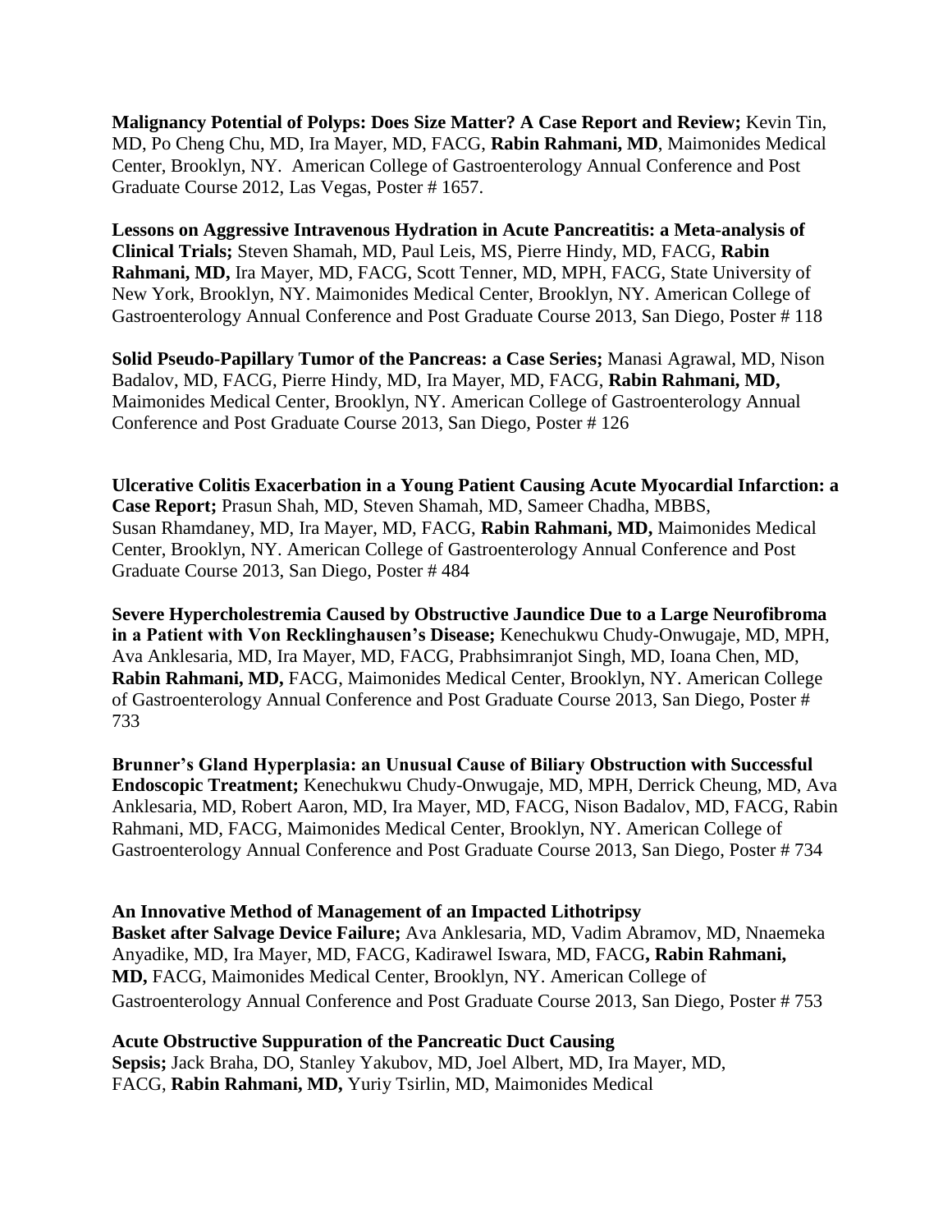**Malignancy Potential of Polyps: Does Size Matter? A Case Report and Review;** Kevin Tin, MD, Po Cheng Chu, MD, Ira Mayer, MD, FACG, **Rabin Rahmani, MD**, Maimonides Medical Center, Brooklyn, NY. American College of Gastroenterology Annual Conference and Post Graduate Course 2012, Las Vegas, Poster # 1657.

**Lessons on Aggressive Intravenous Hydration in Acute Pancreatitis: a Meta-analysis of Clinical Trials;** Steven Shamah, MD, Paul Leis, MS, Pierre Hindy, MD, FACG, **Rabin Rahmani, MD,** Ira Mayer, MD, FACG, Scott Tenner, MD, MPH, FACG, State University of New York, Brooklyn, NY. Maimonides Medical Center, Brooklyn, NY. American College of Gastroenterology Annual Conference and Post Graduate Course 2013, San Diego, Poster # 118

**Solid Pseudo-Papillary Tumor of the Pancreas: a Case Series;** Manasi Agrawal, MD, Nison Badalov, MD, FACG, Pierre Hindy, MD, Ira Mayer, MD, FACG, **Rabin Rahmani, MD,** Maimonides Medical Center, Brooklyn, NY. American College of Gastroenterology Annual Conference and Post Graduate Course 2013, San Diego, Poster # 126

**Ulcerative Colitis Exacerbation in a Young Patient Causing Acute Myocardial Infarction: a Case Report;** Prasun Shah, MD, Steven Shamah, MD, Sameer Chadha, MBBS, Susan Rhamdaney, MD, Ira Mayer, MD, FACG, **Rabin Rahmani, MD,** Maimonides Medical Center, Brooklyn, NY. American College of Gastroenterology Annual Conference and Post Graduate Course 2013, San Diego, Poster # 484

**Severe Hypercholestremia Caused by Obstructive Jaundice Due to a Large Neurofibroma in a Patient with Von Recklinghausen's Disease;** Kenechukwu Chudy-Onwugaje, MD, MPH, Ava Anklesaria, MD, Ira Mayer, MD, FACG, Prabhsimranjot Singh, MD, Ioana Chen, MD, **Rabin Rahmani, MD,** FACG, Maimonides Medical Center, Brooklyn, NY. American College of Gastroenterology Annual Conference and Post Graduate Course 2013, San Diego, Poster # 733

**Brunner's Gland Hyperplasia: an Unusual Cause of Biliary Obstruction with Successful Endoscopic Treatment;** Kenechukwu Chudy-Onwugaje, MD, MPH, Derrick Cheung, MD, Ava Anklesaria, MD, Robert Aaron, MD, Ira Mayer, MD, FACG, Nison Badalov, MD, FACG, Rabin Rahmani, MD, FACG, Maimonides Medical Center, Brooklyn, NY. American College of Gastroenterology Annual Conference and Post Graduate Course 2013, San Diego, Poster # 734

**An Innovative Method of Management of an Impacted Lithotripsy Basket after Salvage Device Failure;** Ava Anklesaria, MD, Vadim Abramov, MD, Nnaemeka Anyadike, MD, Ira Mayer, MD, FACG, Kadirawel Iswara, MD, FACG**, Rabin Rahmani, MD,** FACG, Maimonides Medical Center, Brooklyn, NY. American College of Gastroenterology Annual Conference and Post Graduate Course 2013, San Diego, Poster # 753

**Acute Obstructive Suppuration of the Pancreatic Duct Causing Sepsis;** Jack Braha, DO, Stanley Yakubov, MD, Joel Albert, MD, Ira Mayer, MD, FACG, **Rabin Rahmani, MD,** Yuriy Tsirlin, MD, Maimonides Medical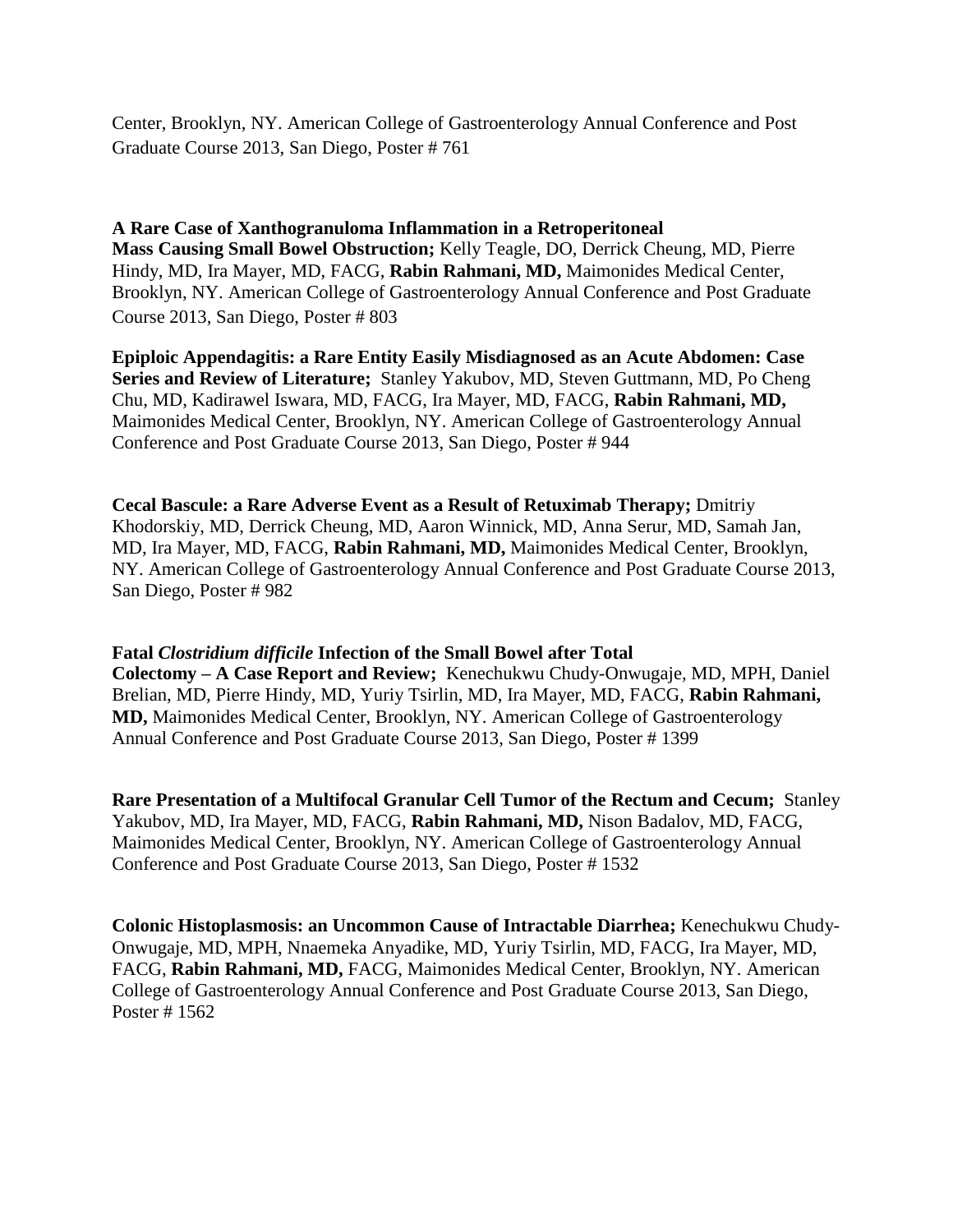Center, Brooklyn, NY. American College of Gastroenterology Annual Conference and Post Graduate Course 2013, San Diego, Poster # 761

**A Rare Case of Xanthogranuloma Inflammation in a Retroperitoneal Mass Causing Small Bowel Obstruction;** Kelly Teagle, DO, Derrick Cheung, MD, Pierre Hindy, MD, Ira Mayer, MD, FACG, **Rabin Rahmani, MD,** Maimonides Medical Center, Brooklyn, NY. American College of Gastroenterology Annual Conference and Post Graduate Course 2013, San Diego, Poster # 803

**Epiploic Appendagitis: a Rare Entity Easily Misdiagnosed as an Acute Abdomen: Case Series and Review of Literature;** Stanley Yakubov, MD, Steven Guttmann, MD, Po Cheng Chu, MD, Kadirawel Iswara, MD, FACG, Ira Mayer, MD, FACG, **Rabin Rahmani, MD,** Maimonides Medical Center, Brooklyn, NY. American College of Gastroenterology Annual Conference and Post Graduate Course 2013, San Diego, Poster # 944

**Cecal Bascule: a Rare Adverse Event as a Result of Retuximab Therapy;** Dmitriy Khodorskiy, MD, Derrick Cheung, MD, Aaron Winnick, MD, Anna Serur, MD, Samah Jan, MD, Ira Mayer, MD, FACG, **Rabin Rahmani, MD,** Maimonides Medical Center, Brooklyn, NY. American College of Gastroenterology Annual Conference and Post Graduate Course 2013, San Diego, Poster # 982

**Fatal *Clostridium difficile* Infection of the Small Bowel after Total Colectomy – A Case Report and Review;** Kenechukwu Chudy-Onwugaje, MD, MPH, Daniel Brelian, MD, Pierre Hindy, MD, Yuriy Tsirlin, MD, Ira Mayer, MD, FACG, **Rabin Rahmani, MD,** Maimonides Medical Center, Brooklyn, NY. American College of Gastroenterology Annual Conference and Post Graduate Course 2013, San Diego, Poster # 1399

**Rare Presentation of a Multifocal Granular Cell Tumor of the Rectum and Cecum;** Stanley Yakubov, MD, Ira Mayer, MD, FACG, **Rabin Rahmani, MD,** Nison Badalov, MD, FACG, Maimonides Medical Center, Brooklyn, NY. American College of Gastroenterology Annual Conference and Post Graduate Course 2013, San Diego, Poster # 1532

**Colonic Histoplasmosis: an Uncommon Cause of Intractable Diarrhea;** Kenechukwu Chudy-Onwugaje, MD, MPH, Nnaemeka Anyadike, MD, Yuriy Tsirlin, MD, FACG, Ira Mayer, MD, FACG, **Rabin Rahmani, MD,** FACG, Maimonides Medical Center, Brooklyn, NY. American College of Gastroenterology Annual Conference and Post Graduate Course 2013, San Diego, Poster # 1562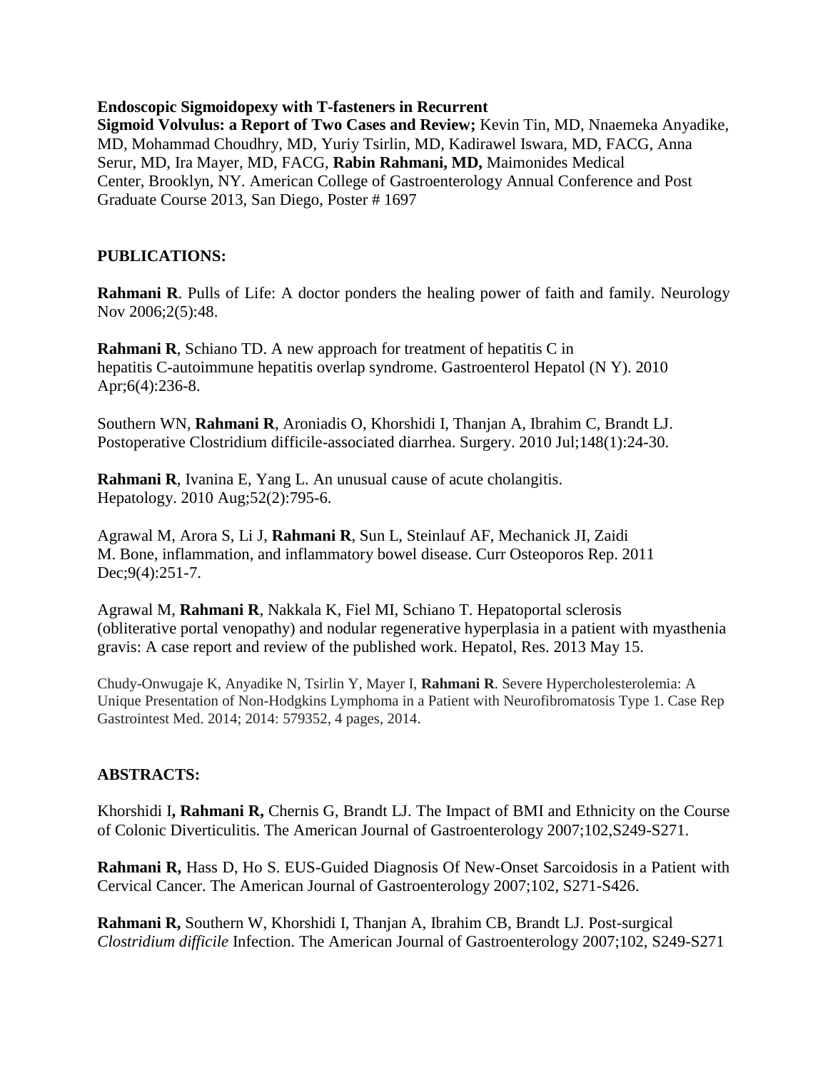**Endoscopic Sigmoidopexy with T-fasteners in Recurrent Sigmoid Volvulus: a Report of Two Cases and Review;** Kevin Tin, MD, Nnaemeka Anyadike, MD, Mohammad Choudhry, MD, Yuriy Tsirlin, MD, Kadirawel Iswara, MD, FACG, Anna Serur, MD, Ira Mayer, MD, FACG, **Rabin Rahmani, MD,** Maimonides Medical Center, Brooklyn, NY. American College of Gastroenterology Annual Conference and Post Graduate Course 2013, San Diego, Poster # 1697

## PUBLICATIONS:

**Rahmani R**. Pulls of Life: A doctor ponders the healing power of faith and family. Neurology Nov 2006;2(5):48.

**Rahmani R**, Schiano TD. A new approach for treatment of hepatitis C in hepatitis C-autoimmune hepatitis overlap syndrome. Gastroenterol Hepatol (N Y). 2010 Apr;6(4):236-8.

Southern WN, **Rahmani R**, Aroniadis O, Khorshidi I, Thanjan A, Ibrahim C, Brandt LJ. Postoperative Clostridium difficile-associated diarrhea. Surgery. 2010 Jul;148(1):24-30.

**Rahmani R**, Ivanina E, Yang L. An unusual cause of acute cholangitis. Hepatology. 2010 Aug;52(2):795-6.

Agrawal M, Arora S, Li J, **Rahmani R**, Sun L, Steinlauf AF, Mechanick JI, Zaidi M. Bone, inflammation, and inflammatory bowel disease. Curr Osteoporos Rep. 2011 Dec;9(4):251-7.

Agrawal M, **Rahmani R**, Nakkala K, Fiel MI, Schiano T. Hepatoportal sclerosis (obliterative portal venopathy) and nodular regenerative hyperplasia in a patient with myasthenia gravis: A case report and review of the published work. Hepatol, Res. 2013 May 15.

Chudy-Onwugaje K, Anyadike N, Tsirlin Y, Mayer I, **Rahmani R**. Severe Hypercholesterolemia: A Unique Presentation of Non-Hodgkins Lymphoma in a Patient with Neurofibromatosis Type 1. Case Rep Gastrointest Med. 2014; 2014: 579352, 4 pages, 2014.

## ABSTRACTS:

Khorshidi I**, Rahmani R,** Chernis G, Brandt LJ. The Impact of BMI and Ethnicity on the Course of Colonic Diverticulitis. The American Journal of Gastroenterology 2007;102,S249-S271.

**Rahmani R,** Hass D, Ho S. EUS-Guided Diagnosis Of New-Onset Sarcoidosis in a Patient with Cervical Cancer. The American Journal of Gastroenterology 2007;102, S271-S426.

**Rahmani R,** Southern W, Khorshidi I, Thanjan A, Ibrahim CB, Brandt LJ. Post-surgical *Clostridium difficile* Infection. The American Journal of Gastroenterology 2007;102, S249-S271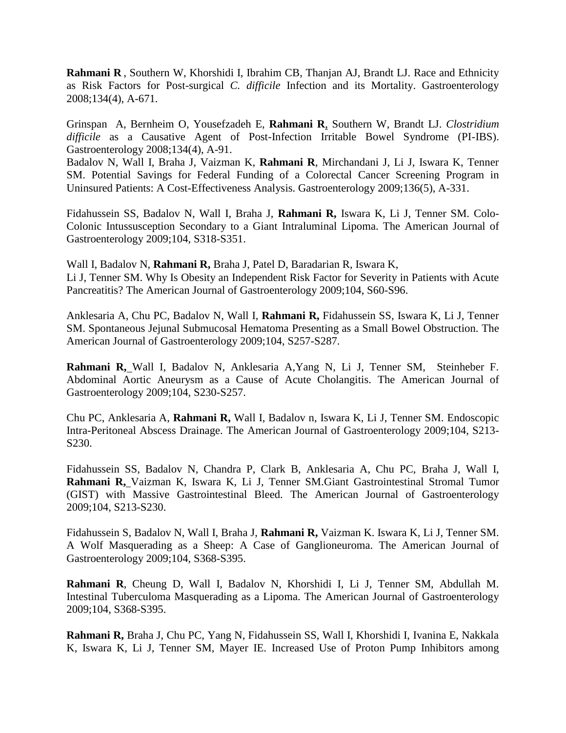**Rahmani R** , Southern W, Khorshidi I, Ibrahim CB, Thanjan AJ, Brandt LJ. Race and Ethnicity as Risk Factors for Post-surgical *C. difficile* Infection and its Mortality. Gastroenterology 2008;134(4), A-671.

Grinspan A, Bernheim O, Yousefzadeh E, **Rahmani R**, Southern W, Brandt LJ. *Clostridium difficile* as a Causative Agent of Post-Infection Irritable Bowel Syndrome (PI-IBS). Gastroenterology 2008;134(4), A-91.

Badalov N, Wall I, Braha J, Vaizman K, **Rahmani R**, Mirchandani J, Li J, Iswara K, Tenner SM. Potential Savings for Federal Funding of a Colorectal Cancer Screening Program in Uninsured Patients: A Cost-Effectiveness Analysis. Gastroenterology 2009;136(5), A-331.

Fidahussein SS, Badalov N, Wall I, Braha J, **Rahmani R,** Iswara K, Li J, Tenner SM. Colo-Colonic Intussusception Secondary to a Giant Intraluminal Lipoma. The American Journal of Gastroenterology 2009;104, S318-S351.

Wall I, Badalov N, **Rahmani R,** Braha J, Patel D, Baradarian R, Iswara K, Li J, Tenner SM. Why Is Obesity an Independent Risk Factor for Severity in Patients with Acute Pancreatitis? The American Journal of Gastroenterology 2009;104, S60-S96.

Anklesaria A, Chu PC, Badalov N, Wall I, **Rahmani R,** Fidahussein SS, Iswara K, Li J, Tenner SM. Spontaneous Jejunal Submucosal Hematoma Presenting as a Small Bowel Obstruction. The American Journal of Gastroenterology 2009;104, S257-S287.

**Rahmani R,** Wall I, Badalov N, Anklesaria A,Yang N, Li J, Tenner SM, Steinheber F. Abdominal Aortic Aneurysm as a Cause of Acute Cholangitis. The American Journal of Gastroenterology 2009;104, S230-S257.

Chu PC, Anklesaria A, **Rahmani R,** Wall I, Badalov n, Iswara K, Li J, Tenner SM. Endoscopic Intra-Peritoneal Abscess Drainage. The American Journal of Gastroenterology 2009;104, S213-S230.

Fidahussein SS, Badalov N, Chandra P, Clark B, Anklesaria A, Chu PC, Braha J, Wall I, **Rahmani R,** Vaizman K, Iswara K, Li J, Tenner SM.Giant Gastrointestinal Stromal Tumor (GIST) with Massive Gastrointestinal Bleed. The American Journal of Gastroenterology 2009;104, S213-S230.

Fidahussein S, Badalov N, Wall I, Braha J, **Rahmani R,** Vaizman K. Iswara K, Li J, Tenner SM. A Wolf Masquerading as a Sheep: A Case of Ganglioneuroma. The American Journal of Gastroenterology 2009;104, S368-S395.

**Rahmani R**, Cheung D, Wall I, Badalov N, Khorshidi I, Li J, Tenner SM, Abdullah M. Intestinal Tuberculoma Masquerading as a Lipoma. The American Journal of Gastroenterology 2009;104, S368-S395.

**Rahmani R,** Braha J, Chu PC, Yang N, Fidahussein SS, Wall I, Khorshidi I, Ivanina E, Nakkala K, Iswara K, Li J, Tenner SM, Mayer IE. Increased Use of Proton Pump Inhibitors among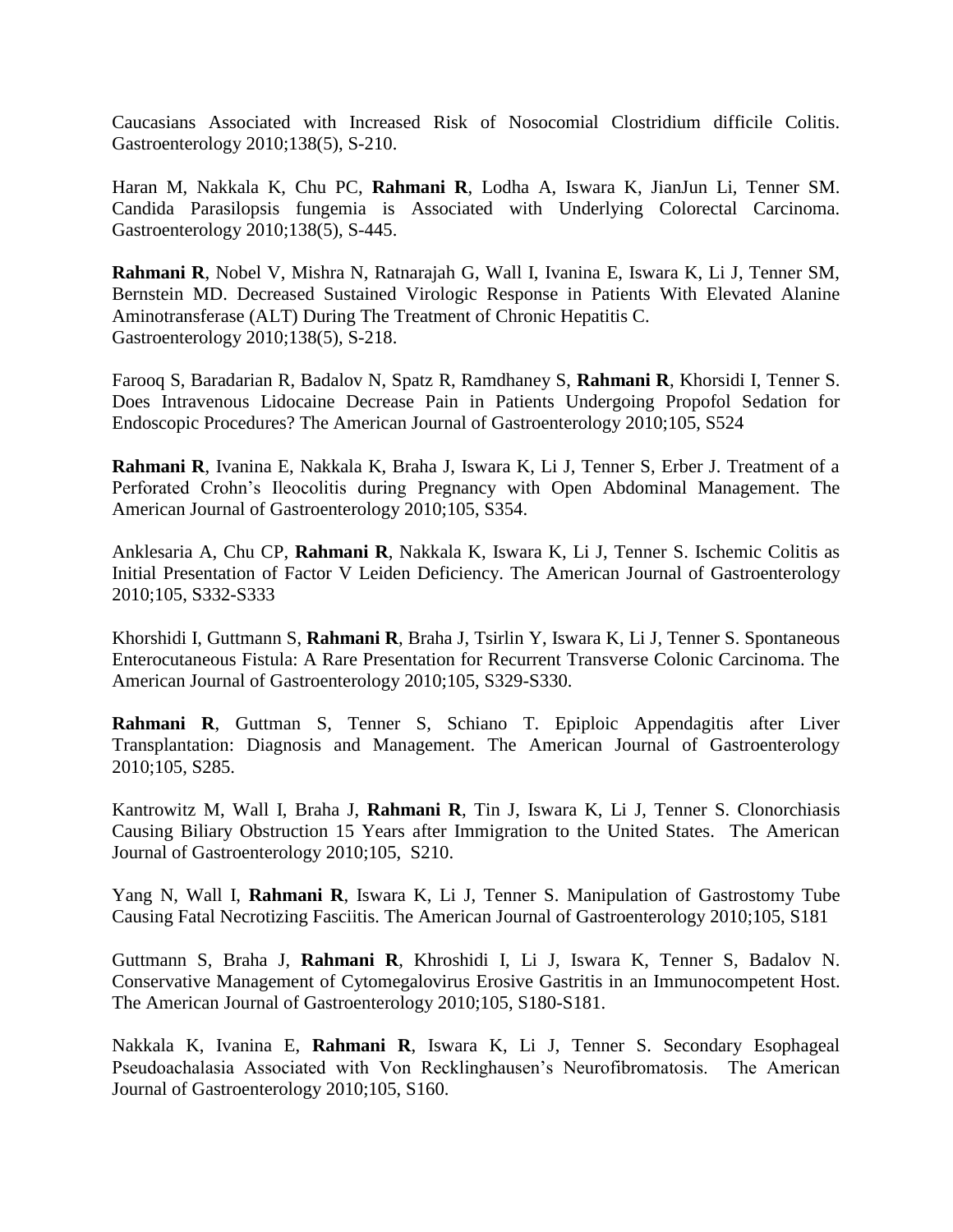Caucasians Associated with Increased Risk of Nosocomial Clostridium difficile Colitis. Gastroenterology 2010;138(5), S-210.

Haran M, Nakkala K, Chu PC, **Rahmani R**, Lodha A, Iswara K, JianJun Li, Tenner SM. Candida Parasilopsis fungemia is Associated with Underlying Colorectal Carcinoma. Gastroenterology 2010;138(5), S-445.

**Rahmani R**, Nobel V, Mishra N, Ratnarajah G, Wall I, Ivanina E, Iswara K, Li J, Tenner SM, Bernstein MD. Decreased Sustained Virologic Response in Patients With Elevated Alanine Aminotransferase (ALT) During The Treatment of Chronic Hepatitis C. Gastroenterology 2010;138(5), S-218.

Farooq S, Baradarian R, Badalov N, Spatz R, Ramdhaney S, **Rahmani R**, Khorsidi I, Tenner S. Does Intravenous Lidocaine Decrease Pain in Patients Undergoing Propofol Sedation for Endoscopic Procedures? The American Journal of Gastroenterology 2010;105, S524

**Rahmani R**, Ivanina E, Nakkala K, Braha J, Iswara K, Li J, Tenner S, Erber J. Treatment of a Perforated Crohn's Ileocolitis during Pregnancy with Open Abdominal Management. The American Journal of Gastroenterology 2010;105, S354.

Anklesaria A, Chu CP, **Rahmani R**, Nakkala K, Iswara K, Li J, Tenner S. Ischemic Colitis as Initial Presentation of Factor V Leiden Deficiency. The American Journal of Gastroenterology 2010;105, S332-S333

Khorshidi I, Guttmann S, **Rahmani R**, Braha J, Tsirlin Y, Iswara K, Li J, Tenner S. Spontaneous Enterocutaneous Fistula: A Rare Presentation for Recurrent Transverse Colonic Carcinoma. The American Journal of Gastroenterology 2010;105, S329-S330.

**Rahmani R**, Guttman S, Tenner S, Schiano T. Epiploic Appendagitis after Liver Transplantation: Diagnosis and Management. The American Journal of Gastroenterology 2010;105, S285.

Kantrowitz M, Wall I, Braha J, **Rahmani R**, Tin J, Iswara K, Li J, Tenner S. Clonorchiasis Causing Biliary Obstruction 15 Years after Immigration to the United States. The American Journal of Gastroenterology 2010;105, S210.

Yang N, Wall I, **Rahmani R**, Iswara K, Li J, Tenner S. Manipulation of Gastrostomy Tube Causing Fatal Necrotizing Fasciitis. The American Journal of Gastroenterology 2010;105, S181

Guttmann S, Braha J, **Rahmani R**, Khroshidi I, Li J, Iswara K, Tenner S, Badalov N. Conservative Management of Cytomegalovirus Erosive Gastritis in an Immunocompetent Host. The American Journal of Gastroenterology 2010;105, S180-S181.

Nakkala K, Ivanina E, **Rahmani R**, Iswara K, Li J, Tenner S. Secondary Esophageal Pseudoachalasia Associated with Von Recklinghausen's Neurofibromatosis. The American Journal of Gastroenterology 2010;105, S160.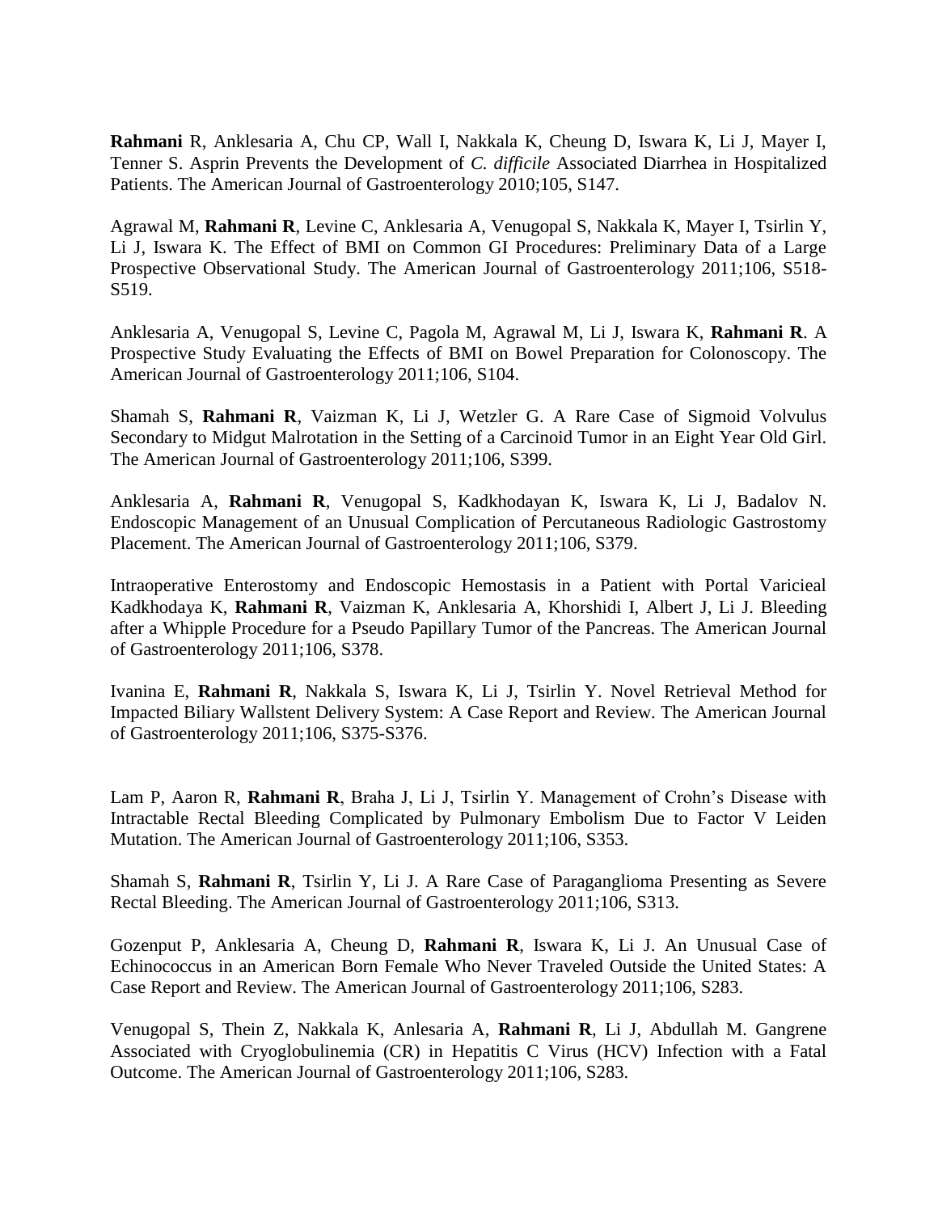**Rahmani** R, Anklesaria A, Chu CP, Wall I, Nakkala K, Cheung D, Iswara K, Li J, Mayer I, Tenner S. Asprin Prevents the Development of *C. difficile* Associated Diarrhea in Hospitalized Patients. The American Journal of Gastroenterology 2010;105, S147.

Agrawal M, **Rahmani R**, Levine C, Anklesaria A, Venugopal S, Nakkala K, Mayer I, Tsirlin Y, Li J, Iswara K. The Effect of BMI on Common GI Procedures: Preliminary Data of a Large Prospective Observational Study. The American Journal of Gastroenterology 2011;106, S518-S519.

Anklesaria A, Venugopal S, Levine C, Pagola M, Agrawal M, Li J, Iswara K, **Rahmani R**. A Prospective Study Evaluating the Effects of BMI on Bowel Preparation for Colonoscopy. The American Journal of Gastroenterology 2011;106, S104.

Shamah S, **Rahmani R**, Vaizman K, Li J, Wetzler G. A Rare Case of Sigmoid Volvulus Secondary to Midgut Malrotation in the Setting of a Carcinoid Tumor in an Eight Year Old Girl. The American Journal of Gastroenterology 2011;106, S399.

Anklesaria A, **Rahmani R**, Venugopal S, Kadkhodayan K, Iswara K, Li J, Badalov N. Endoscopic Management of an Unusual Complication of Percutaneous Radiologic Gastrostomy Placement. The American Journal of Gastroenterology 2011;106, S379.

Intraoperative Enterostomy and Endoscopic Hemostasis in a Patient with Portal Varicieal Kadkhodaya K, **Rahmani R**, Vaizman K, Anklesaria A, Khorshidi I, Albert J, Li J. Bleeding after a Whipple Procedure for a Pseudo Papillary Tumor of the Pancreas. The American Journal of Gastroenterology 2011;106, S378.

Ivanina E, **Rahmani R**, Nakkala S, Iswara K, Li J, Tsirlin Y. Novel Retrieval Method for Impacted Biliary Wallstent Delivery System: A Case Report and Review. The American Journal of Gastroenterology 2011;106, S375-S376.

Lam P, Aaron R, **Rahmani R**, Braha J, Li J, Tsirlin Y. Management of Crohn's Disease with Intractable Rectal Bleeding Complicated by Pulmonary Embolism Due to Factor V Leiden Mutation. The American Journal of Gastroenterology 2011;106, S353.

Shamah S, **Rahmani R**, Tsirlin Y, Li J. A Rare Case of Paraganglioma Presenting as Severe Rectal Bleeding. The American Journal of Gastroenterology 2011;106, S313.

Gozenput P, Anklesaria A, Cheung D, **Rahmani R**, Iswara K, Li J. An Unusual Case of Echinococcus in an American Born Female Who Never Traveled Outside the United States: A Case Report and Review. The American Journal of Gastroenterology 2011;106, S283.

Venugopal S, Thein Z, Nakkala K, Anlesaria A, **Rahmani R**, Li J, Abdullah M. Gangrene Associated with Cryoglobulinemia (CR) in Hepatitis C Virus (HCV) Infection with a Fatal Outcome. The American Journal of Gastroenterology 2011;106, S283.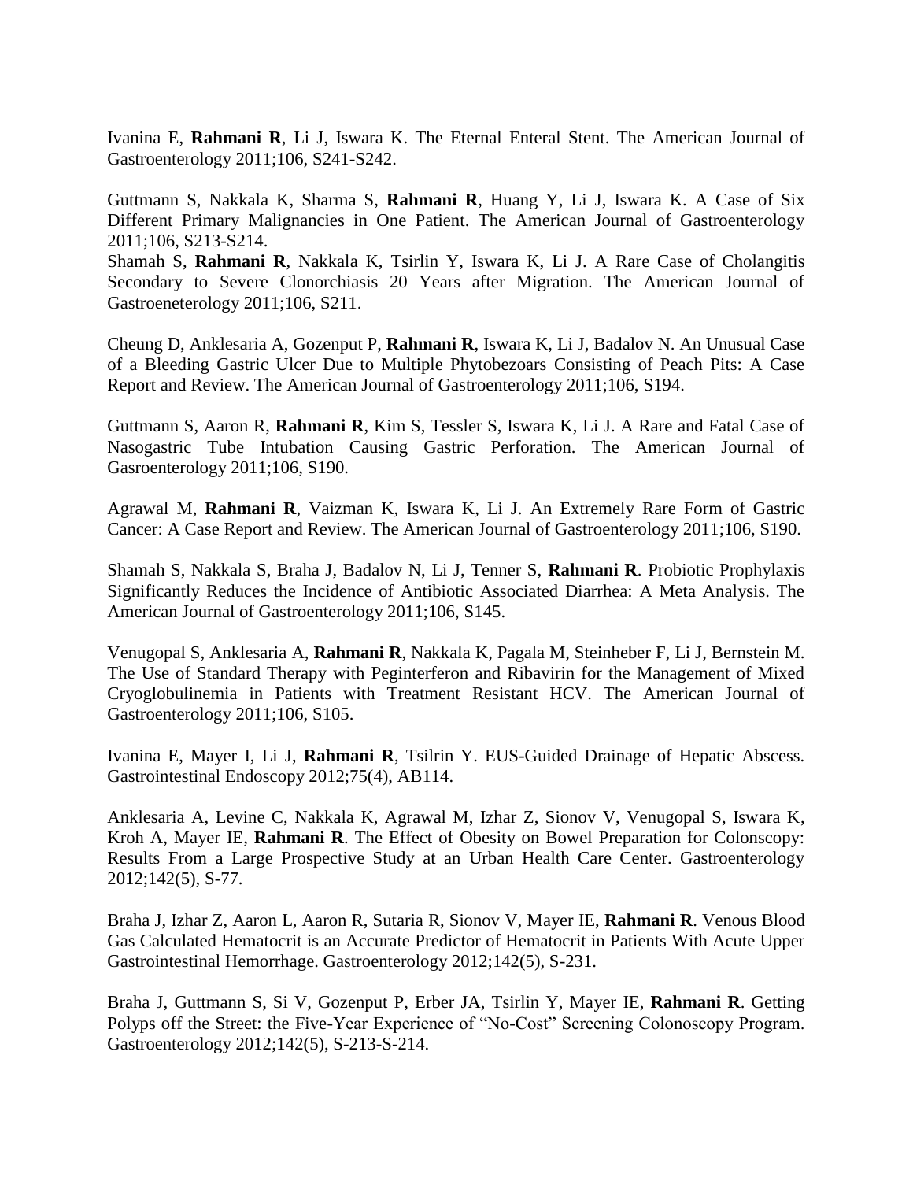Ivanina E, **Rahmani R**, Li J, Iswara K. The Eternal Enteral Stent. The American Journal of Gastroenterology 2011;106, S241-S242.

Guttmann S, Nakkala K, Sharma S, **Rahmani R**, Huang Y, Li J, Iswara K. A Case of Six Different Primary Malignancies in One Patient. The American Journal of Gastroenterology 2011;106, S213-S214.
Shamah S, **Rahmani R**, Nakkala K, Tsirlin Y, Iswara K, Li J. A Rare Case of Cholangitis Secondary to Severe Clonorchiasis 20 Years after Migration. The American Journal of Gastroeneterology 2011;106, S211.

Cheung D, Anklesaria A, Gozenput P, **Rahmani R**, Iswara K, Li J, Badalov N. An Unusual Case of a Bleeding Gastric Ulcer Due to Multiple Phytobezoars Consisting of Peach Pits: A Case Report and Review. The American Journal of Gastroenterology 2011;106, S194.

Guttmann S, Aaron R, **Rahmani R**, Kim S, Tessler S, Iswara K, Li J. A Rare and Fatal Case of Nasogastric Tube Intubation Causing Gastric Perforation. The American Journal of Gasroenterology 2011;106, S190.

Agrawal M, **Rahmani R**, Vaizman K, Iswara K, Li J. An Extremely Rare Form of Gastric Cancer: A Case Report and Review. The American Journal of Gastroenterology 2011;106, S190.

Shamah S, Nakkala S, Braha J, Badalov N, Li J, Tenner S, **Rahmani R**. Probiotic Prophylaxis Significantly Reduces the Incidence of Antibiotic Associated Diarrhea: A Meta Analysis. The American Journal of Gastroenterology 2011;106, S145.

Venugopal S, Anklesaria A, **Rahmani R**, Nakkala K, Pagala M, Steinheber F, Li J, Bernstein M. The Use of Standard Therapy with Peginterferon and Ribavirin for the Management of Mixed Cryoglobulinemia in Patients with Treatment Resistant HCV. The American Journal of Gastroenterology 2011;106, S105.

Ivanina E, Mayer I, Li J, **Rahmani R**, Tsilrin Y. EUS-Guided Drainage of Hepatic Abscess. Gastrointestinal Endoscopy 2012;75(4), AB114.

Anklesaria A, Levine C, Nakkala K, Agrawal M, Izhar Z, Sionov V, Venugopal S, Iswara K, Kroh A, Mayer IE, **Rahmani R**. The Effect of Obesity on Bowel Preparation for Colonscopy: Results From a Large Prospective Study at an Urban Health Care Center. Gastroenterology 2012;142(5), S-77.

Braha J, Izhar Z, Aaron L, Aaron R, Sutaria R, Sionov V, Mayer IE, **Rahmani R**. Venous Blood Gas Calculated Hematocrit is an Accurate Predictor of Hematocrit in Patients With Acute Upper Gastrointestinal Hemorrhage. Gastroenterology 2012;142(5), S-231.

Braha J, Guttmann S, Si V, Gozenput P, Erber JA, Tsirlin Y, Mayer IE, **Rahmani R**. Getting Polyps off the Street: the Five-Year Experience of "No-Cost" Screening Colonoscopy Program. Gastroenterology 2012;142(5), S-213-S-214.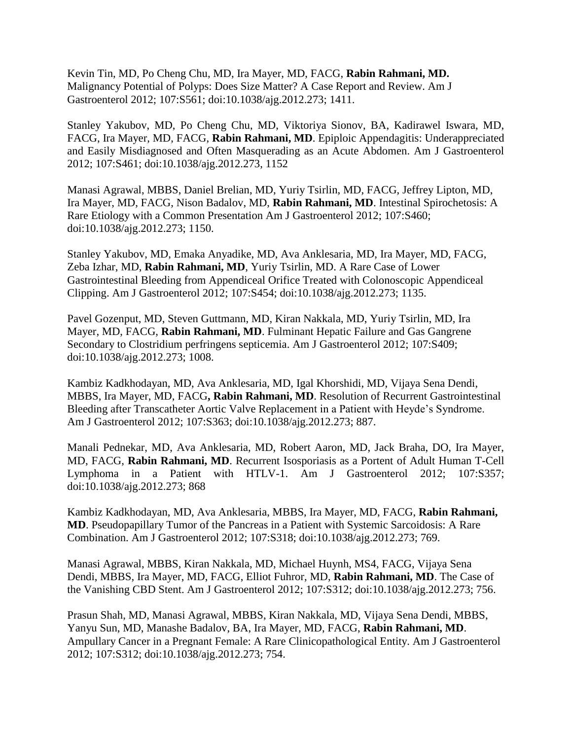Kevin Tin, MD, Po Cheng Chu, MD, Ira Mayer, MD, FACG, **Rabin Rahmani, MD.** Malignancy Potential of Polyps: Does Size Matter? A Case Report and Review. Am J Gastroenterol 2012; 107:S561; doi:10.1038/ajg.2012.273; 1411.

Stanley Yakubov, MD, Po Cheng Chu, MD, Viktoriya Sionov, BA, Kadirawel Iswara, MD, FACG, Ira Mayer, MD, FACG, **Rabin Rahmani, MD**. Epiploic Appendagitis: Underappreciated and Easily Misdiagnosed and Often Masquerading as an Acute Abdomen. Am J Gastroenterol 2012; 107:S461; doi:10.1038/ajg.2012.273, 1152

Manasi Agrawal, MBBS, Daniel Brelian, MD, Yuriy Tsirlin, MD, FACG, Jeffrey Lipton, MD, Ira Mayer, MD, FACG, Nison Badalov, MD, **Rabin Rahmani, MD**. Intestinal Spirochetosis: A Rare Etiology with a Common Presentation Am J Gastroenterol 2012; 107:S460; doi:10.1038/ajg.2012.273; 1150.

Stanley Yakubov, MD, Emaka Anyadike, MD, Ava Anklesaria, MD, Ira Mayer, MD, FACG, Zeba Izhar, MD, **Rabin Rahmani, MD**, Yuriy Tsirlin, MD. A Rare Case of Lower Gastrointestinal Bleeding from Appendiceal Orifice Treated with Colonoscopic Appendiceal Clipping. Am J Gastroenterol 2012; 107:S454; doi:10.1038/ajg.2012.273; 1135.

Pavel Gozenput, MD, Steven Guttmann, MD, Kiran Nakkala, MD, Yuriy Tsirlin, MD, Ira Mayer, MD, FACG, **Rabin Rahmani, MD**. Fulminant Hepatic Failure and Gas Gangrene Secondary to Clostridium perfringens septicemia. Am J Gastroenterol 2012; 107:S409; doi:10.1038/ajg.2012.273; 1008.

Kambiz Kadkhodayan, MD, Ava Anklesaria, MD, Igal Khorshidi, MD, Vijaya Sena Dendi, MBBS, Ira Mayer, MD, FACG**, Rabin Rahmani, MD**. Resolution of Recurrent Gastrointestinal Bleeding after Transcatheter Aortic Valve Replacement in a Patient with Heyde's Syndrome. Am J Gastroenterol 2012; 107:S363; doi:10.1038/ajg.2012.273; 887.

Manali Pednekar, MD, Ava Anklesaria, MD, Robert Aaron, MD, Jack Braha, DO, Ira Mayer, MD, FACG, **Rabin Rahmani, MD**. Recurrent Isosporiasis as a Portent of Adult Human T-Cell Lymphoma in a Patient with HTLV-1. Am J Gastroenterol 2012; 107:S357; doi:10.1038/ajg.2012.273; 868

Kambiz Kadkhodayan, MD, Ava Anklesaria, MBBS, Ira Mayer, MD, FACG, **Rabin Rahmani, MD**. Pseudopapillary Tumor of the Pancreas in a Patient with Systemic Sarcoidosis: A Rare Combination. Am J Gastroenterol 2012; 107:S318; doi:10.1038/ajg.2012.273; 769.

Manasi Agrawal, MBBS, Kiran Nakkala, MD, Michael Huynh, MS4, FACG, Vijaya Sena Dendi, MBBS, Ira Mayer, MD, FACG, Elliot Fuhror, MD, **Rabin Rahmani, MD**. The Case of the Vanishing CBD Stent. Am J Gastroenterol 2012; 107:S312; doi:10.1038/ajg.2012.273; 756.

Prasun Shah, MD, Manasi Agrawal, MBBS, Kiran Nakkala, MD, Vijaya Sena Dendi, MBBS, Yanyu Sun, MD, Manashe Badalov, BA, Ira Mayer, MD, FACG, **Rabin Rahmani, MD**. Ampullary Cancer in a Pregnant Female: A Rare Clinicopathological Entity. Am J Gastroenterol 2012; 107:S312; doi:10.1038/ajg.2012.273; 754.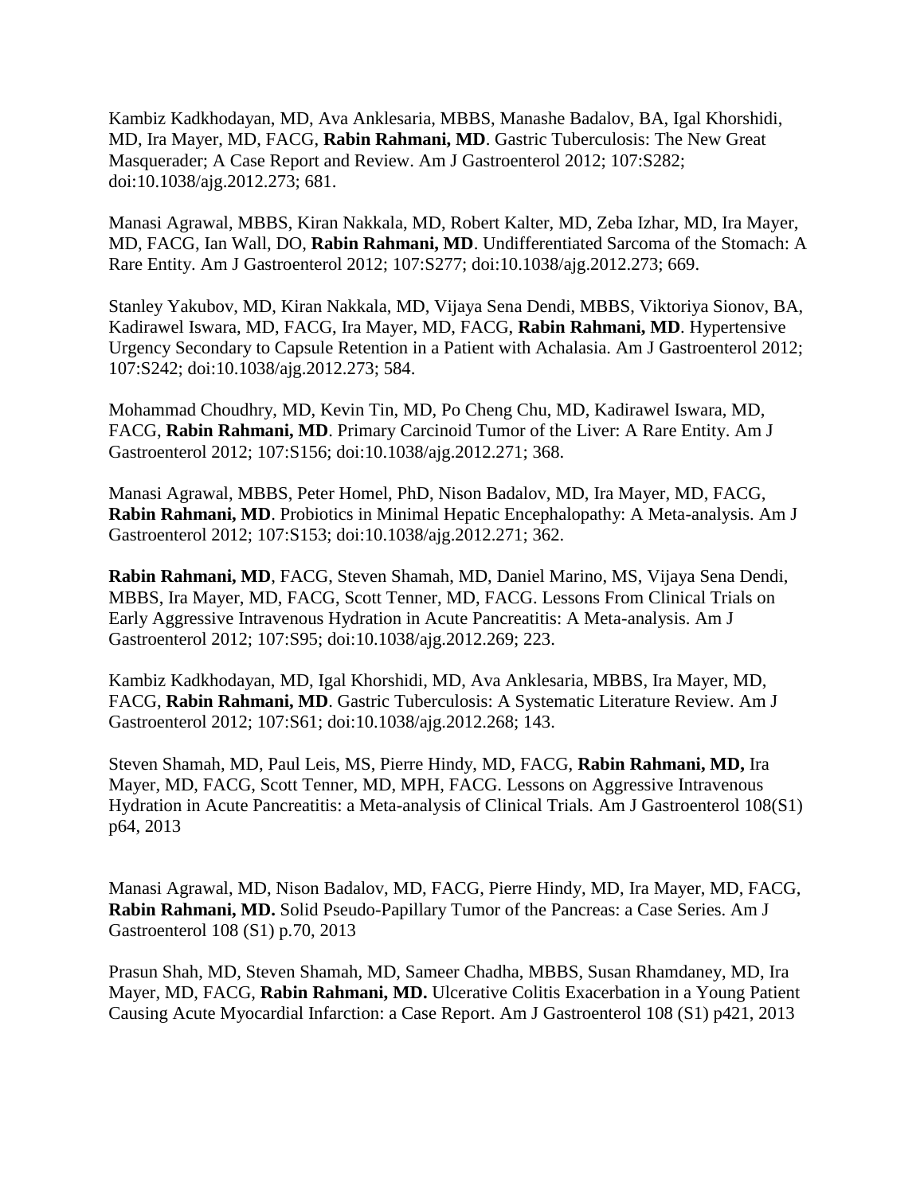Kambiz Kadkhodayan, MD, Ava Anklesaria, MBBS, Manashe Badalov, BA, Igal Khorshidi, MD, Ira Mayer, MD, FACG, **Rabin Rahmani, MD**. Gastric Tuberculosis: The New Great Masquerader; A Case Report and Review. Am J Gastroenterol 2012; 107:S282; doi:10.1038/ajg.2012.273; 681.

Manasi Agrawal, MBBS, Kiran Nakkala, MD, Robert Kalter, MD, Zeba Izhar, MD, Ira Mayer, MD, FACG, Ian Wall, DO, **Rabin Rahmani, MD**. Undifferentiated Sarcoma of the Stomach: A Rare Entity. Am J Gastroenterol 2012; 107:S277; doi:10.1038/ajg.2012.273; 669.

Stanley Yakubov, MD, Kiran Nakkala, MD, Vijaya Sena Dendi, MBBS, Viktoriya Sionov, BA, Kadirawel Iswara, MD, FACG, Ira Mayer, MD, FACG, **Rabin Rahmani, MD**. Hypertensive Urgency Secondary to Capsule Retention in a Patient with Achalasia. Am J Gastroenterol 2012; 107:S242; doi:10.1038/ajg.2012.273; 584.

Mohammad Choudhry, MD, Kevin Tin, MD, Po Cheng Chu, MD, Kadirawel Iswara, MD, FACG, **Rabin Rahmani, MD**. Primary Carcinoid Tumor of the Liver: A Rare Entity. Am J Gastroenterol 2012; 107:S156; doi:10.1038/ajg.2012.271; 368.

Manasi Agrawal, MBBS, Peter Homel, PhD, Nison Badalov, MD, Ira Mayer, MD, FACG, **Rabin Rahmani, MD**. Probiotics in Minimal Hepatic Encephalopathy: A Meta-analysis. Am J Gastroenterol 2012; 107:S153; doi:10.1038/ajg.2012.271; 362.

**Rabin Rahmani, MD**, FACG, Steven Shamah, MD, Daniel Marino, MS, Vijaya Sena Dendi, MBBS, Ira Mayer, MD, FACG, Scott Tenner, MD, FACG. Lessons From Clinical Trials on Early Aggressive Intravenous Hydration in Acute Pancreatitis: A Meta-analysis. Am J Gastroenterol 2012; 107:S95; doi:10.1038/ajg.2012.269; 223.

Kambiz Kadkhodayan, MD, Igal Khorshidi, MD, Ava Anklesaria, MBBS, Ira Mayer, MD, FACG, **Rabin Rahmani, MD**. Gastric Tuberculosis: A Systematic Literature Review. Am J Gastroenterol 2012; 107:S61; doi:10.1038/ajg.2012.268; 143.

Steven Shamah, MD, Paul Leis, MS, Pierre Hindy, MD, FACG, **Rabin Rahmani, MD,** Ira Mayer, MD, FACG, Scott Tenner, MD, MPH, FACG. Lessons on Aggressive Intravenous Hydration in Acute Pancreatitis: a Meta-analysis of Clinical Trials. Am J Gastroenterol 108(S1) p64, 2013

Manasi Agrawal, MD, Nison Badalov, MD, FACG, Pierre Hindy, MD, Ira Mayer, MD, FACG, **Rabin Rahmani, MD.** Solid Pseudo-Papillary Tumor of the Pancreas: a Case Series. Am J Gastroenterol 108 (S1) p.70, 2013

Prasun Shah, MD, Steven Shamah, MD, Sameer Chadha, MBBS, Susan Rhamdaney, MD, Ira Mayer, MD, FACG, **Rabin Rahmani, MD.** Ulcerative Colitis Exacerbation in a Young Patient Causing Acute Myocardial Infarction: a Case Report. Am J Gastroenterol 108 (S1) p421, 2013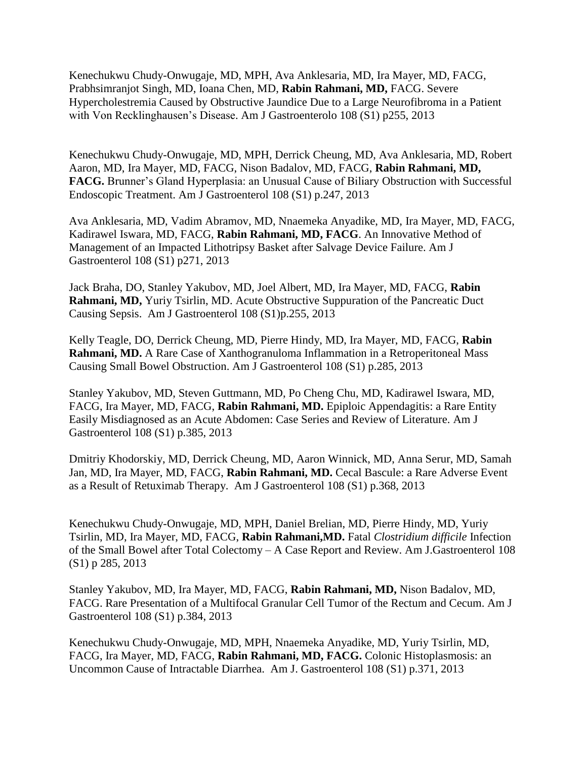Kenechukwu Chudy-Onwugaje, MD, MPH, Ava Anklesaria, MD, Ira Mayer, MD, FACG, Prabhsimranjot Singh, MD, Ioana Chen, MD, **Rabin Rahmani, MD,** FACG. Severe Hypercholestremia Caused by Obstructive Jaundice Due to a Large Neurofibroma in a Patient with Von Recklinghausen's Disease. Am J Gastroenterolo 108 (S1) p255, 2013

Kenechukwu Chudy-Onwugaje, MD, MPH, Derrick Cheung, MD, Ava Anklesaria, MD, Robert Aaron, MD, Ira Mayer, MD, FACG, Nison Badalov, MD, FACG, **Rabin Rahmani, MD, FACG.** Brunner's Gland Hyperplasia: an Unusual Cause of Biliary Obstruction with Successful Endoscopic Treatment. Am J Gastroenterol 108 (S1) p.247, 2013

Ava Anklesaria, MD, Vadim Abramov, MD, Nnaemeka Anyadike, MD, Ira Mayer, MD, FACG, Kadirawel Iswara, MD, FACG, **Rabin Rahmani, MD, FACG**. An Innovative Method of Management of an Impacted Lithotripsy Basket after Salvage Device Failure. Am J Gastroenterol 108 (S1) p271, 2013

Jack Braha, DO, Stanley Yakubov, MD, Joel Albert, MD, Ira Mayer, MD, FACG, **Rabin Rahmani, MD,** Yuriy Tsirlin, MD. Acute Obstructive Suppuration of the Pancreatic Duct Causing Sepsis. Am J Gastroenterol 108 (S1)p.255, 2013

Kelly Teagle, DO, Derrick Cheung, MD, Pierre Hindy, MD, Ira Mayer, MD, FACG, **Rabin Rahmani, MD.** A Rare Case of Xanthogranuloma Inflammation in a Retroperitoneal Mass Causing Small Bowel Obstruction. Am J Gastroenterol 108 (S1) p.285, 2013

Stanley Yakubov, MD, Steven Guttmann, MD, Po Cheng Chu, MD, Kadirawel Iswara, MD, FACG, Ira Mayer, MD, FACG, **Rabin Rahmani, MD.** Epiploic Appendagitis: a Rare Entity Easily Misdiagnosed as an Acute Abdomen: Case Series and Review of Literature. Am J Gastroenterol 108 (S1) p.385, 2013

Dmitriy Khodorskiy, MD, Derrick Cheung, MD, Aaron Winnick, MD, Anna Serur, MD, Samah Jan, MD, Ira Mayer, MD, FACG, **Rabin Rahmani, MD.** Cecal Bascule: a Rare Adverse Event as a Result of Retuximab Therapy. Am J Gastroenterol 108 (S1) p.368, 2013

Kenechukwu Chudy-Onwugaje, MD, MPH, Daniel Brelian, MD, Pierre Hindy, MD, Yuriy Tsirlin, MD, Ira Mayer, MD, FACG, **Rabin Rahmani,MD.** Fatal *Clostridium difficile* Infection of the Small Bowel after Total Colectomy – A Case Report and Review. Am J.Gastroenterol 108 (S1) p 285, 2013

Stanley Yakubov, MD, Ira Mayer, MD, FACG, **Rabin Rahmani, MD,** Nison Badalov, MD, FACG. Rare Presentation of a Multifocal Granular Cell Tumor of the Rectum and Cecum. Am J Gastroenterol 108 (S1) p.384, 2013

Kenechukwu Chudy-Onwugaje, MD, MPH, Nnaemeka Anyadike, MD, Yuriy Tsirlin, MD, FACG, Ira Mayer, MD, FACG, **Rabin Rahmani, MD, FACG.** Colonic Histoplasmosis: an Uncommon Cause of Intractable Diarrhea. Am J. Gastroenterol 108 (S1) p.371, 2013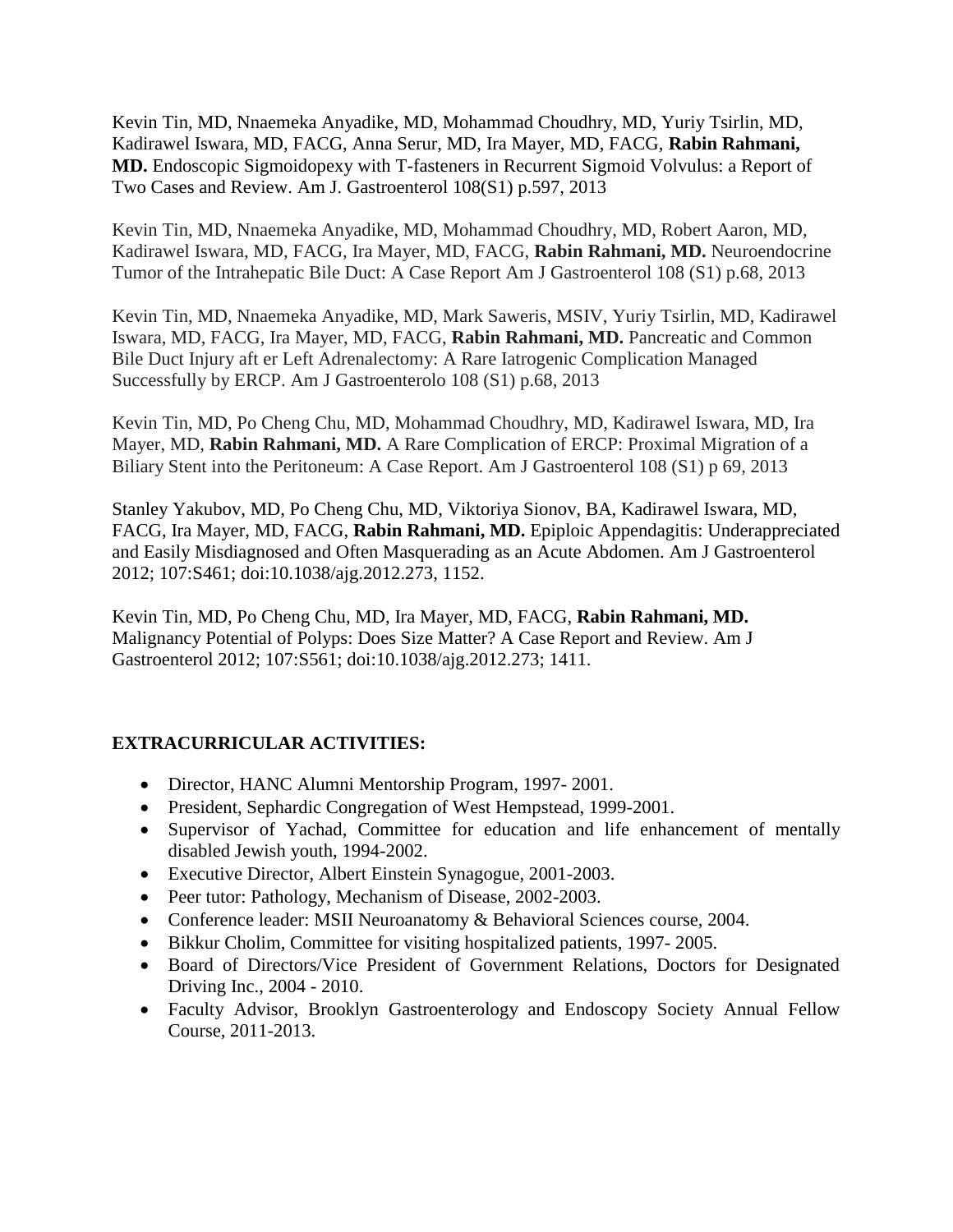Kevin Tin, MD, Nnaemeka Anyadike, MD, Mohammad Choudhry, MD, Yuriy Tsirlin, MD, Kadirawel Iswara, MD, FACG, Anna Serur, MD, Ira Mayer, MD, FACG, **Rabin Rahmani, MD.** Endoscopic Sigmoidopexy with T-fasteners in Recurrent Sigmoid Volvulus: a Report of Two Cases and Review. Am J. Gastroenterol 108(S1) p.597, 2013

Kevin Tin, MD, Nnaemeka Anyadike, MD, Mohammad Choudhry, MD, Robert Aaron, MD, Kadirawel Iswara, MD, FACG, Ira Mayer, MD, FACG, **Rabin Rahmani, MD.** Neuroendocrine Tumor of the Intrahepatic Bile Duct: A Case Report Am J Gastroenterol 108 (S1) p.68, 2013

Kevin Tin, MD, Nnaemeka Anyadike, MD, Mark Saweris, MSIV, Yuriy Tsirlin, MD, Kadirawel Iswara, MD, FACG, Ira Mayer, MD, FACG, **Rabin Rahmani, MD.** Pancreatic and Common Bile Duct Injury aft er Left Adrenalectomy: A Rare Iatrogenic Complication Managed Successfully by ERCP. Am J Gastroenterolo 108 (S1) p.68, 2013

Kevin Tin, MD, Po Cheng Chu, MD, Mohammad Choudhry, MD, Kadirawel Iswara, MD, Ira Mayer, MD, **Rabin Rahmani, MD.** A Rare Complication of ERCP: Proximal Migration of a Biliary Stent into the Peritoneum: A Case Report. Am J Gastroenterol 108 (S1) p 69, 2013

Stanley Yakubov, MD, Po Cheng Chu, MD, Viktoriya Sionov, BA, Kadirawel Iswara, MD, FACG, Ira Mayer, MD, FACG, **Rabin Rahmani, MD.** Epiploic Appendagitis: Underappreciated and Easily Misdiagnosed and Often Masquerading as an Acute Abdomen. Am J Gastroenterol 2012; 107:S461; doi:10.1038/ajg.2012.273, 1152.

Kevin Tin, MD, Po Cheng Chu, MD, Ira Mayer, MD, FACG, **Rabin Rahmani, MD.** Malignancy Potential of Polyps: Does Size Matter? A Case Report and Review. Am J Gastroenterol 2012; 107:S561; doi:10.1038/ajg.2012.273; 1411.

**EXTRACURRICULAR ACTIVITIES:**

- Director, HANC Alumni Mentorship Program, 1997- 2001.
- President, Sephardic Congregation of West Hempstead, 1999-2001.
- Supervisor of Yachad, Committee for education and life enhancement of mentally disabled Jewish youth, 1994-2002.
- Executive Director, Albert Einstein Synagogue, 2001-2003.
- Peer tutor: Pathology, Mechanism of Disease, 2002-2003.
- Conference leader: MSII Neuroanatomy & Behavioral Sciences course, 2004.
- Bikkur Cholim, Committee for visiting hospitalized patients, 1997- 2005.
- Board of Directors/Vice President of Government Relations, Doctors for Designated Driving Inc., 2004 - 2010.
- Faculty Advisor, Brooklyn Gastroenterology and Endoscopy Society Annual Fellow Course, 2011-2013.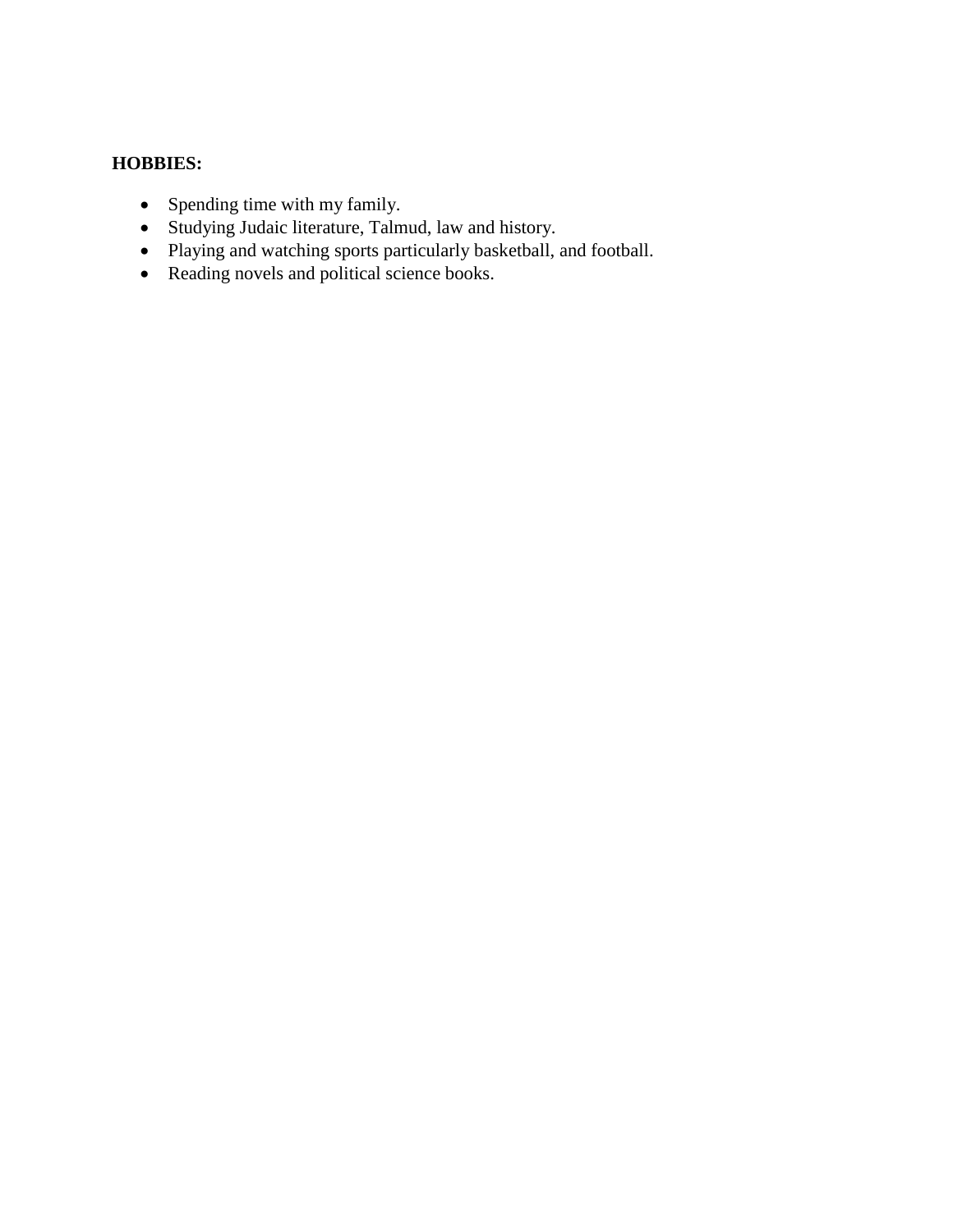**HOBBIES:**

- Spending time with my family.
- Studying Judaic literature, Talmud, law and history.
- Playing and watching sports particularly basketball, and football.
- Reading novels and political science books.